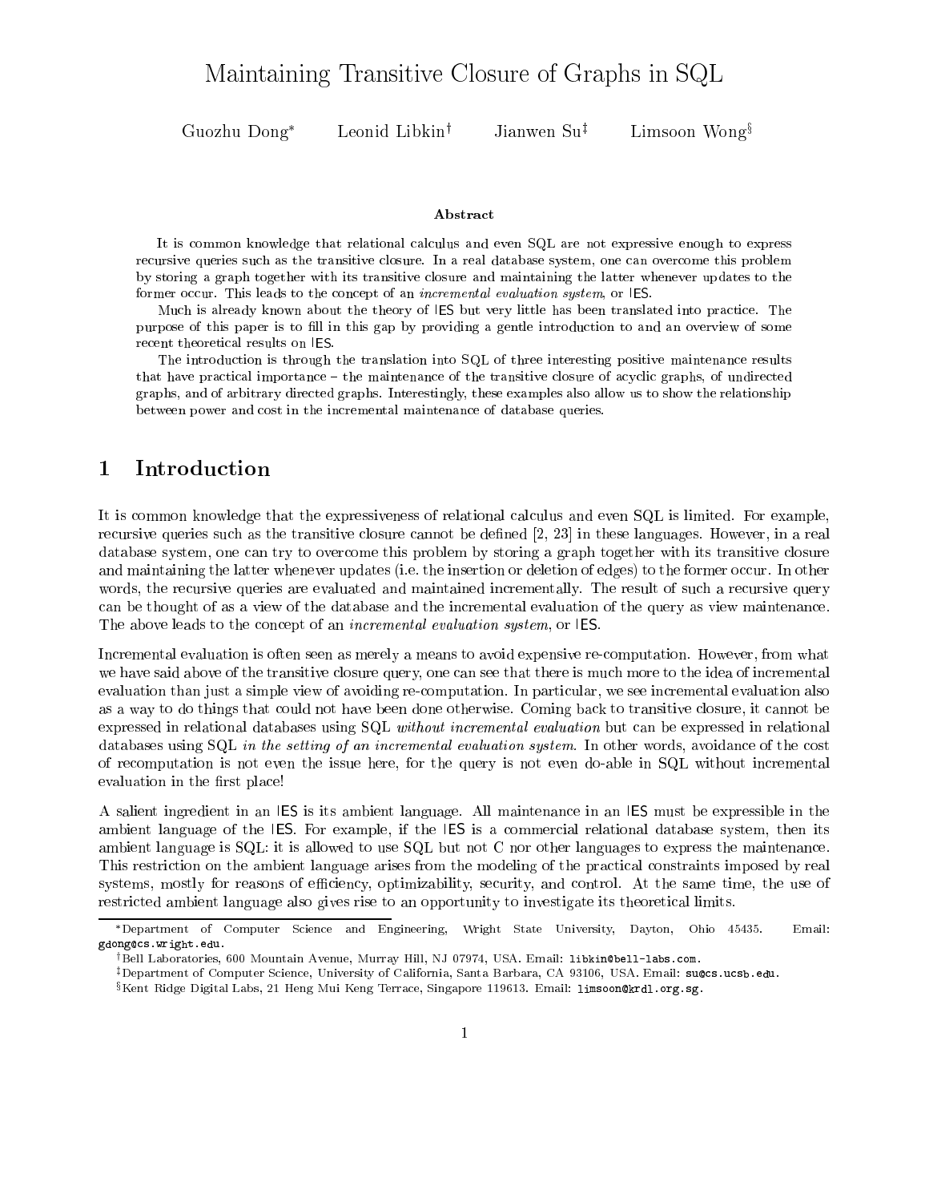# Maintaining Transitive Closure of Graphs in SQL

Guozhu Dong[*] Leonid Libkin[†] Jianwen Su[‡] Limsoon Wong[§]

### Abstract

It is common knowledge that relational calculus and even SQL are not expressive enough to express recursive queries such as the transitive closure. In a real database system, one can overcome this problem by storing a graph together with its transitive closure and maintaining the latter whenever updates to the former occur. This leads to the concept of an *incremental evaluation system*, or IES.

Much is already known about the theory of IES but very little has been translated into practice. The purpose of this paper is to fill in this gap by providing a gentle introduction to and an overview of some recent theoretical results on IES.

The introduction is through the translation into SQL of three interesting positive maintenance results that have practical importance – the maintenance of the transitive closure of acyclic graphs, of undirected graphs, and of arbitrary directed graphs. Interestingly, these examples also allow us to show the relationship between power and cost in the incremental maintenance of database queries.

## 1 Introduction

It is common knowledge that the expressiveness of relational calculus and even SQL is limited. For example, recursive queries such as the transitive closure cannot be defined [2, 23] in these languages. However, in a real database system, one can try to overcome this problem by storing a graph together with its transitive closure and maintaining the latter whenever updates (i.e. the insertion or deletion of edges) to the former occur. In other words, the recursive queries are evaluated and maintained incrementally. The result of such a recursive query can be thought of as a view of the database and the incremental evaluation of the query as view maintenance. The above leads to the concept of an *incremental evaluation system*, or IES.

Incremental evaluation is often seen as merely a means to avoid expensive re-computation. However, from what we have said above of the transitive closure query, one can see that there is much more to the idea of incremental evaluation than just a simple view of avoiding re-computation. In particular, we see incremental evaluation also as a way to do things that could not have been done otherwise. Coming back to transitive closure, it cannot be expressed in relational databases using SQL *without incremental evaluation* but can be expressed in relational databases using SQL *in the setting of an incremental evaluation system.* In other words, avoidance of the cost of recomputation is not even the issue here, for the query is not even do-able in SQL without incremental evaluation in the first place!

A salient ingredient in an IES is its ambient language. All maintenance in an IES must be expressible in the ambient language of the IES. For example, if the IES is a commercial relational database system, then its ambient language is SQL: it is allowed to use SQL but not C nor other languages to express the maintenance. This restriction on the ambient language arises from the modeling of the practical constraints imposed by real systems, mostly for reasons of efficiency, optimizability, security, and control. At the same time, the use of restricted ambient language also gives rise to an opportunity to investigate its theoretical limits.

---

[*] Department of Computer Science and Engineering, Wright State University, Dayton, Ohio 45435. Email: gdong@cs.wright.edu.

[†] Bell Laboratories, 600 Mountain Avenue, Murray Hill, NJ 07974, USA. Email: libkin@bell-labs.com.

[‡] Department of Computer Science, University of California, Santa Barbara, CA 93106, USA. Email: su@cs.ucsb.edu.

[§] Kent Ridge Digital Labs, 21 Heng Mui Keng Terrace, Singapore 119613. Email: limsoon@krdl.org.sg.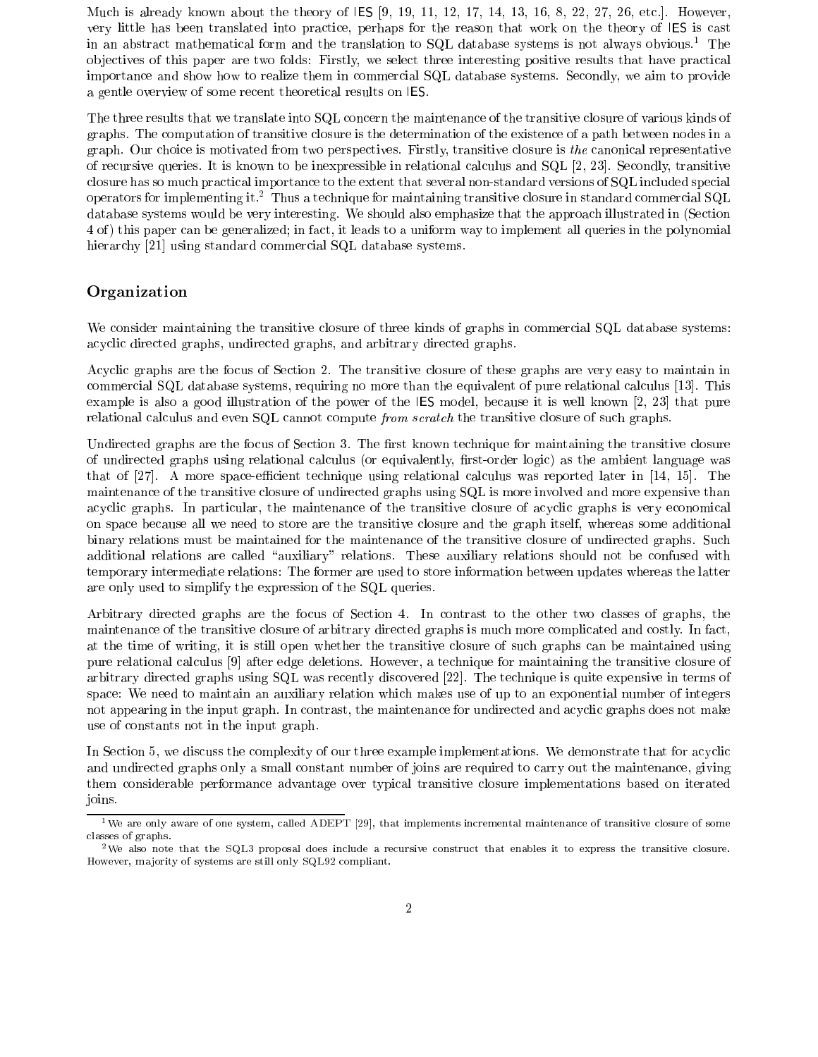Much is already known about the theory of IES [9, 19, 11, 12, 17, 14, 13, 16, 8, 22, 27, 26, etc.]. However, very little has been translated into practice, perhaps for the reason that work on the theory of IES is cast in an abstract mathematical form and the translation to SQL database systems is not always obvious.[1] The objectives of this paper are two folds: Firstly, we select three interesting positive results that have practical importance and show how to realize them in commercial SQL database systems. Secondly, we aim to provide a gentle overview of some recent theoretical results on IES.

The three results that we translate into SQL concern the maintenance of the transitive closure of various kinds of graphs. The computation of transitive closure is the determination of the existence of a path between nodes in a graph. Our choice is motivated from two perspectives. Firstly, transitive closure is *the* canonical representative of recursive queries. It is known to be inexpressible in relational calculus and SQL [2, 23]. Secondly, transitive closure has so much practical importance to the extent that several non-standard versions of SQL included special operators for implementing it.[2] Thus a technique for maintaining transitive closure in standard commercial SQL database systems would be very interesting. We should also emphasize that the approach illustrated in (Section 4 of) this paper can be generalized; in fact, it leads to a uniform way to implement all queries in the polynomial hierarchy [21] using standard commercial SQL database systems.

## Organization

We consider maintaining the transitive closure of three kinds of graphs in commercial SQL database systems: acyclic directed graphs, undirected graphs, and arbitrary directed graphs.

Acyclic graphs are the focus of Section 2. The transitive closure of these graphs are very easy to maintain in commercial SQL database systems, requiring no more than the equivalent of pure relational calculus [13]. This example is also a good illustration of the power of the IES model, because it is well known [2, 23] that pure relational calculus and even SQL cannot compute *from scratch* the transitive closure of such graphs.

Undirected graphs are the focus of Section 3. The first known technique for maintaining the transitive closure of undirected graphs using relational calculus (or equivalently, first-order logic) as the ambient language was that of [27]. A more space-efficient technique using relational calculus was reported later in [14, 15]. The maintenance of the transitive closure of undirected graphs using SQL is more involved and more expensive than acyclic graphs. In particular, the maintenance of the transitive closure of acyclic graphs is very economical on space because all we need to store are the transitive closure and the graph itself, whereas some additional binary relations must be maintained for the maintenance of the transitive closure of undirected graphs. Such additional relations are called "auxiliary" relations. These auxiliary relations should not be confused with temporary intermediate relations: The former are used to store information between updates whereas the latter are only used to simplify the expression of the SQL queries.

Arbitrary directed graphs are the focus of Section 4. In contrast to the other two classes of graphs, the maintenance of the transitive closure of arbitrary directed graphs is much more complicated and costly. In fact, at the time of writing, it is still open whether the transitive closure of such graphs can be maintained using pure relational calculus [9] after edge deletions. However, a technique for maintaining the transitive closure of arbitrary directed graphs using SQL was recently discovered [22]. The technique is quite expensive in terms of space: We need to maintain an auxiliary relation which makes use of up to an exponential number of integers not appearing in the input graph. In contrast, the maintenance for undirected and acyclic graphs does not make use of constants not in the input graph.

In Section 5, we discuss the complexity of our three example implementations. We demonstrate that for acyclic and undirected graphs only a small constant number of joins are required to carry out the maintenance, giving them considerable performance advantage over typical transitive closure implementations based on iterated joins.

[1] We are only aware of one system, called ADEPT [29], that implements incremental maintenance of transitive closure of some classes of graphs.

[2] We also note that the SQL3 proposal does include a recursive construct that enables it to express the transitive closure. However, majority of systems are still only SQL92 compliant.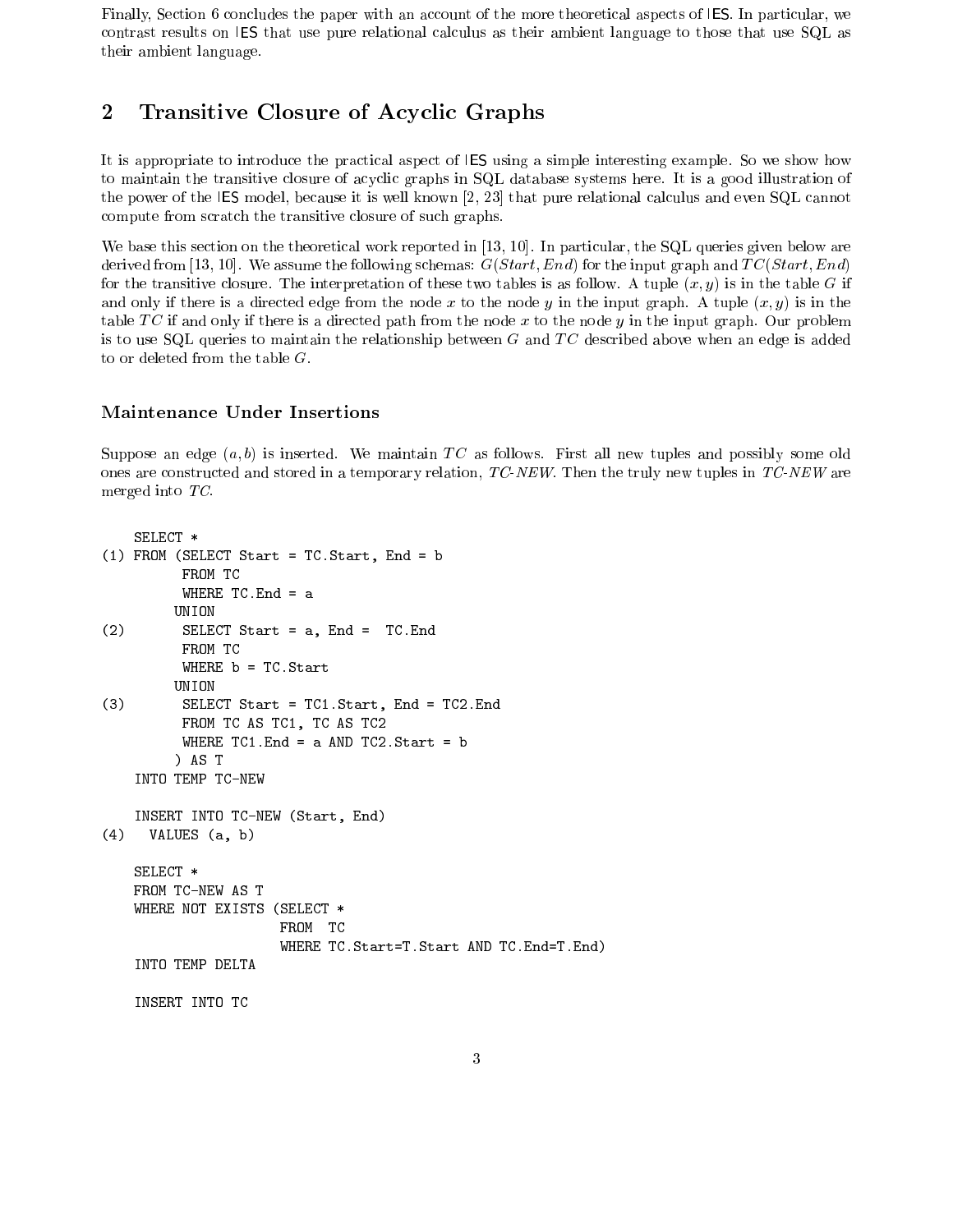Finally, Section 6 concludes the paper with an account of the more theoretical aspects of IES. In particular, we contrast results on IES that use pure relational calculus as their ambient language to those that use SQL as their ambient language.

## 2 Transitive Closure of Acyclic Graphs

It is appropriate to introduce the practical aspect of IES using a simple interesting example. So we show how to maintain the transitive closure of acyclic graphs in SQL database systems here. It is a good illustration of the power of the IES model, because it is well known [2, 23] that pure relational calculus and even SQL cannot compute from scratch the transitive closure of such graphs.

We base this section on the theoretical work reported in [13, 10]. In particular, the SQL queries given below are derived from [13, 10]. We assume the following schemas: $G(Start, End)$ for the input graph and $TC(Start, End)$ for the transitive closure. The interpretation of these two tables is as follow. A tuple $(x, y)$ is in the table $G$ if and only if there is a directed edge from the node $x$ to the node $y$ in the input graph. A tuple $(x, y)$ is in the table $TC$ if and only if there is a directed path from the node $x$ to the node $y$ in the input graph. Our problem is to use SQL queries to maintain the relationship between $G$ and $TC$ described above when an edge is added to or deleted from the table $G$.

### Maintenance Under Insertions

Suppose an edge $(a, b)$ is inserted. We maintain $TC$ as follows. First all new tuples and possibly some old ones are constructed and stored in a temporary relation, *TC-NEW*. Then the truly new tuples in *TC-NEW* are merged into $TC$.

```
    SELECT *
(1) FROM (SELECT Start = TC.Start, End = b
          FROM TC
          WHERE TC.End = a
         UNION
(2)       SELECT Start = a, End =  TC.End
          FROM TC
          WHERE b = TC.Start
         UNION
(3)       SELECT Start = TC1.Start, End = TC2.End
          FROM TC AS TC1, TC AS TC2
          WHERE TC1.End = a AND TC2.Start = b
         ) AS T
    INTO TEMP TC-NEW

    INSERT INTO TC-NEW (Start, End)
(4)   VALUES (a, b)

    SELECT *
    FROM TC-NEW AS T
    WHERE NOT EXISTS (SELECT *
                      FROM  TC
                      WHERE TC.Start=T.Start AND TC.End=T.End)
    INTO TEMP DELTA

    INSERT INTO TC
```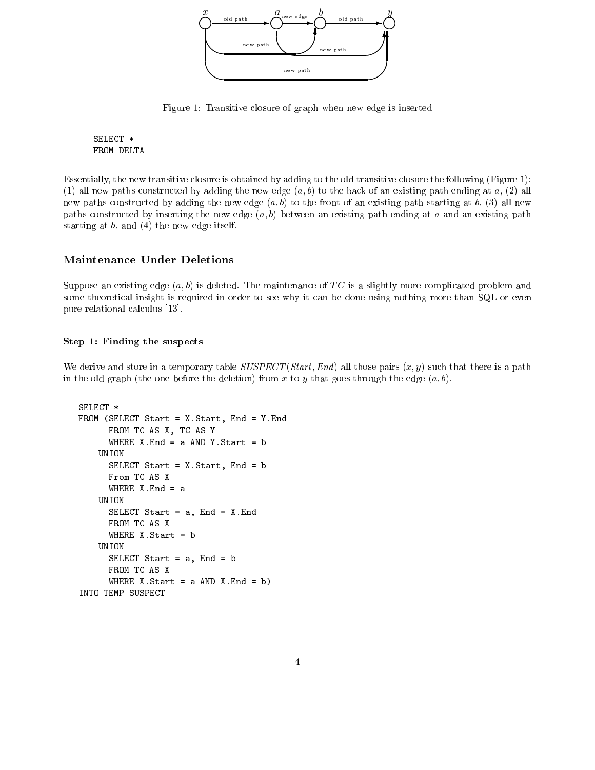Figure 1: Transitive closure of graph when new edge is inserted

```
SELECT *
FROM DELTA
```

Essentially, the new transitive closure is obtained by adding to the old transitive closure the following (Figure 1): (1) all new paths constructed by adding the new edge $(a, b)$ to the back of an existing path ending at $a$, (2) all new paths constructed by adding the new edge $(a, b)$ to the front of an existing path starting at $b$, (3) all new paths constructed by inserting the new edge $(a, b)$ between an existing path ending at $a$ and an existing path starting at $b$, and (4) the new edge itself.

## Maintenance Under Deletions

Suppose an existing edge $(a, b)$ is deleted. The maintenance of $TC$ is a slightly more complicated problem and some theoretical insight is required in order to see why it can be done using nothing more than SQL or even pure relational calculus [13].

### Step 1: Finding the suspects

We derive and store in a temporary table *SUSPECT*(*Start*, *End*) all those pairs $(x, y)$ such that there is a path in the old graph (the one before the deletion) from $x$ to $y$ that goes through the edge $(a, b)$.

```
SELECT *
FROM (SELECT Start = X.Start, End = Y.End
      FROM TC AS X, TC AS Y
      WHERE X.End = a AND Y.Start = b
    UNION
      SELECT Start = X.Start, End = b
      From TC AS X
      WHERE X.End = a
    UNION
      SELECT Start = a, End = X.End
      FROM TC AS X
      WHERE X.Start = b
    UNION
      SELECT Start = a, End = b
      FROM TC AS X
      WHERE X.Start = a AND X.End = b)
INTO TEMP SUSPECT
```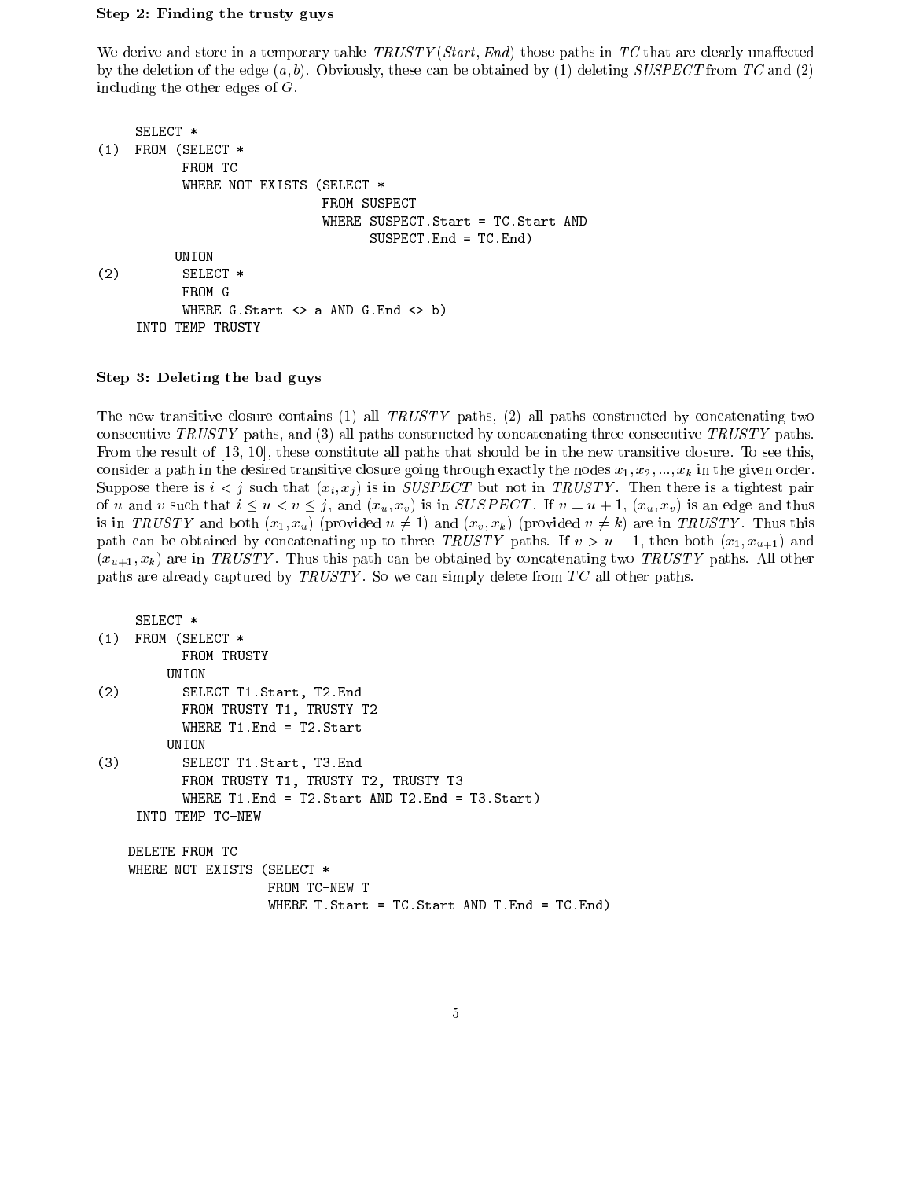**Step 2: Finding the trusty guys**

We derive and store in a temporary table $TRUSTY(Start, End)$ those paths in $TC$ that are clearly unaffected by the deletion of the edge $(a, b)$. Obviously, these can be obtained by (1) deleting $SUSPECT$ from $TC$ and (2) including the other edges of $G$.

```
     SELECT *
(1)  FROM (SELECT *
           FROM TC
           WHERE NOT EXISTS (SELECT *
                             FROM SUSPECT
                             WHERE SUSPECT.Start = TC.Start AND
                                   SUSPECT.End = TC.End)
          UNION
(2)        SELECT *
           FROM G
           WHERE G.Start <> a AND G.End <> b)
     INTO TEMP TRUSTY
```

**Step 3: Deleting the bad guys**

The new transitive closure contains (1) all $TRUSTY$ paths, (2) all paths constructed by concatenating two consecutive $TRUSTY$ paths, and (3) all paths constructed by concatenating three consecutive $TRUSTY$ paths. From the result of [13, 10], these constitute all paths that should be in the new transitive closure. To see this, consider a path in the desired transitive closure going through exactly the nodes $x_1, x_2, ..., x_k$ in the given order. Suppose there is $i < j$ such that $(x_i, x_j)$ is in $SUSPECT$ but not in $TRUSTY$. Then there is a tightest pair of $u$ and $v$ such that $i \leq u < v \leq j$, and $(x_u, x_v)$ is in $SUSPECT$. If $v = u + 1$, $(x_u, x_v)$ is an edge and thus is in $TRUSTY$ and both $(x_1, x_u)$ (provided $u \neq 1$) and $(x_v, x_k)$ (provided $v \neq k$) are in $TRUSTY$. Thus this path can be obtained by concatenating up to three $TRUSTY$ paths. If $v > u + 1$, then both $(x_1, x_{u+1})$ and $(x_{u+1}, x_k)$ are in $TRUSTY$. Thus this path can be obtained by concatenating two $TRUSTY$ paths. All other paths are already captured by $TRUSTY$. So we can simply delete from $TC$ all other paths.

```
     SELECT *
(1)  FROM (SELECT *
           FROM TRUSTY
         UNION
(2)        SELECT T1.Start, T2.End
           FROM TRUSTY T1, TRUSTY T2
           WHERE T1.End = T2.Start
         UNION
(3)        SELECT T1.Start, T3.End
           FROM TRUSTY T1, TRUSTY T2, TRUSTY T3
           WHERE T1.End = T2.Start AND T2.End = T3.Start)
     INTO TEMP TC-NEW

    DELETE FROM TC
    WHERE NOT EXISTS (SELECT *
                      FROM TC-NEW T
                      WHERE T.Start = TC.Start AND T.End = TC.End)
```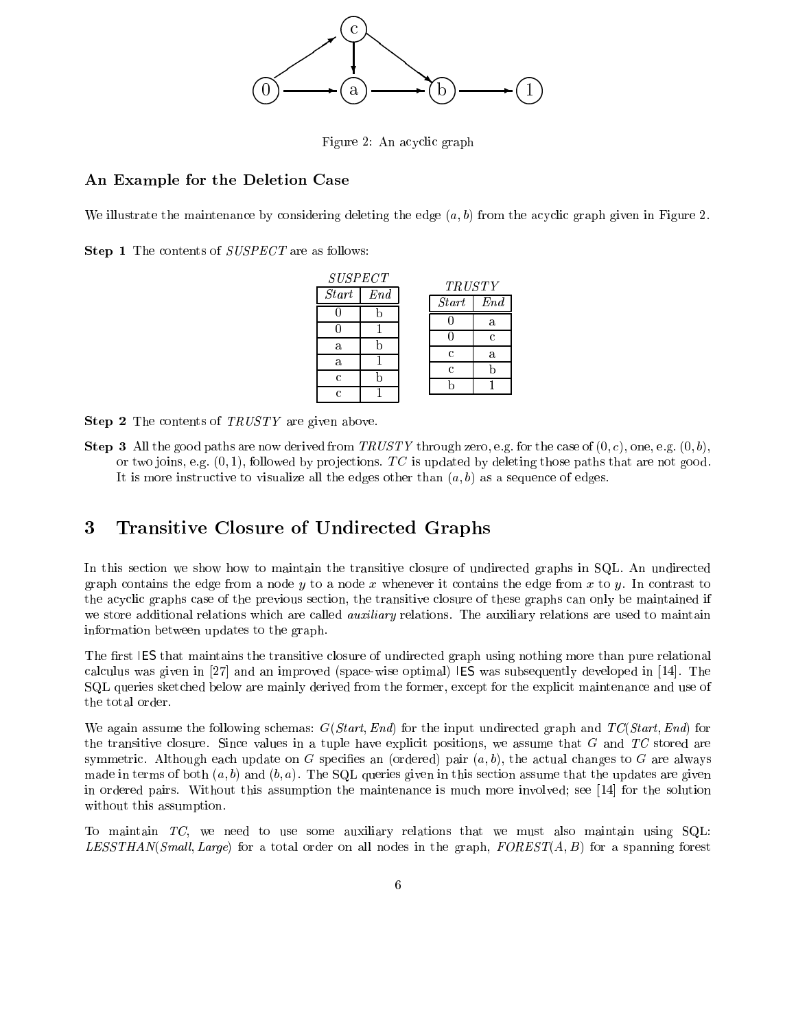Figure 2: An acyclic graph

### An Example for the Deletion Case

We illustrate the maintenance by considering deleting the edge $(a, b)$ from the acyclic graph given in Figure 2.

**Step 1** The contents of *SUSPECT* are as follows:

*SUSPECT*

| *Start* | *End* |
|---|---|
| 0 | b |
| 0 | 1 |
| a | b |
| a | 1 |
| c | b |
| c | 1 |

*TRUSTY*

| *Start* | *End* |
|---|---|
| 0 | a |
| 0 | c |
| c | a |
| c | b |
| b | 1 |

**Step 2** The contents of *TRUSTY* are given above.

**Step 3** All the good paths are now derived from *TRUSTY* through zero, e.g. for the case of $(0, c)$, one, e.g. $(0, b)$, or two joins, e.g. $(0, 1)$, followed by projections. *TC* is updated by deleting those paths that are not good. It is more instructive to visualize all the edges other than $(a, b)$ as a sequence of edges.

## 3 Transitive Closure of Undirected Graphs

In this section we show how to maintain the transitive closure of undirected graphs in SQL. An undirected graph contains the edge from a node $y$ to a node $x$ whenever it contains the edge from $x$ to $y$. In contrast to the acyclic graphs case of the previous section, the transitive closure of these graphs can only be maintained if we store additional relations which are called *auxiliary* relations. The auxiliary relations are used to maintain information between updates to the graph.

The first IES that maintains the transitive closure of undirected graph using nothing more than pure relational calculus was given in [27] and an improved (space-wise optimal) IES was subsequently developed in [14]. The SQL queries sketched below are mainly derived from the former, except for the explicit maintenance and use of the total order.

We again assume the following schemas: $G$(*Start*, *End*) for the input undirected graph and *TC*(*Start*, *End*) for the transitive closure. Since values in a tuple have explicit positions, we assume that $G$ and *TC* stored are symmetric. Although each update on $G$ specifies an (ordered) pair $(a, b)$, the actual changes to $G$ are always made in terms of both $(a, b)$ and $(b, a)$. The SQL queries given in this section assume that the updates are given in ordered pairs. Without this assumption the maintenance is much more involved; see [14] for the solution without this assumption.

To maintain *TC*, we need to use some auxiliary relations that we must also maintain using SQL: *LESSTHAN*(*Small*, *Large*) for a total order on all nodes in the graph, *FOREST*($A$, $B$) for a spanning forest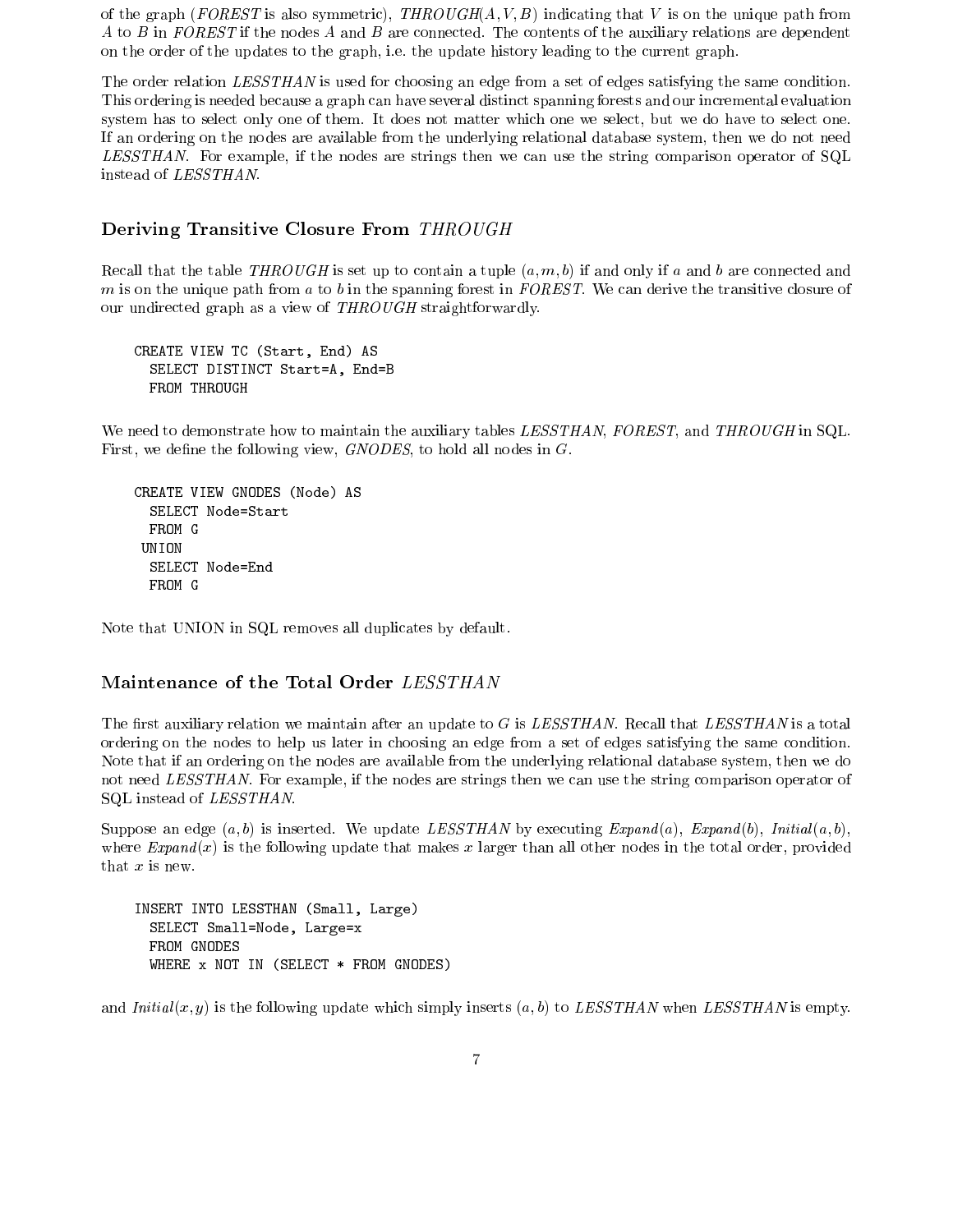of the graph (*FOREST* is also symmetric), *THROUGH*$(A, V, B)$ indicating that $V$ is on the unique path from $A$ to $B$ in *FOREST* if the nodes $A$ and $B$ are connected. The contents of the auxiliary relations are dependent on the order of the updates to the graph, i.e. the update history leading to the current graph.

The order relation *LESSTHAN* is used for choosing an edge from a set of edges satisfying the same condition. This ordering is needed because a graph can have several distinct spanning forests and our incremental evaluation system has to select only one of them. It does not matter which one we select, but we do have to select one. If an ordering on the nodes are available from the underlying relational database system, then we do not need *LESSTHAN*. For example, if the nodes are strings then we can use the string comparison operator of SQL instead of *LESSTHAN*.

### Deriving Transitive Closure From *THROUGH*

Recall that the table *THROUGH* is set up to contain a tuple $(a, m, b)$ if and only if $a$ and $b$ are connected and $m$ is on the unique path from $a$ to $b$ in the spanning forest in *FOREST*. We can derive the transitive closure of our undirected graph as a view of *THROUGH* straightforwardly.

```
CREATE VIEW TC (Start, End) AS
  SELECT DISTINCT Start=A, End=B
  FROM THROUGH
```

We need to demonstrate how to maintain the auxiliary tables *LESSTHAN*, *FOREST*, and *THROUGH* in SQL. First, we define the following view, *GNODES*, to hold all nodes in $G$.

```
CREATE VIEW GNODES (Node) AS
  SELECT Node=Start
  FROM G
 UNION
  SELECT Node=End
  FROM G
```

Note that UNION in SQL removes all duplicates by default.

### Maintenance of the Total Order *LESSTHAN*

The first auxiliary relation we maintain after an update to $G$ is *LESSTHAN*. Recall that *LESSTHAN* is a total ordering on the nodes to help us later in choosing an edge from a set of edges satisfying the same condition. Note that if an ordering on the nodes are available from the underlying relational database system, then we do not need *LESSTHAN*. For example, if the nodes are strings then we can use the string comparison operator of SQL instead of *LESSTHAN*.

Suppose an edge $(a, b)$ is inserted. We update *LESSTHAN* by executing *Expand*$(a)$, *Expand*$(b)$, *Initial*$(a, b)$, where *Expand*$(x)$ is the following update that makes $x$ larger than all other nodes in the total order, provided that $x$ is new.

```
INSERT INTO LESSTHAN (Small, Large)
  SELECT Small=Node, Large=x
  FROM GNODES
  WHERE x NOT IN (SELECT * FROM GNODES)
```

and *Initial*$(x, y)$ is the following update which simply inserts $(a, b)$ to *LESSTHAN* when *LESSTHAN* is empty.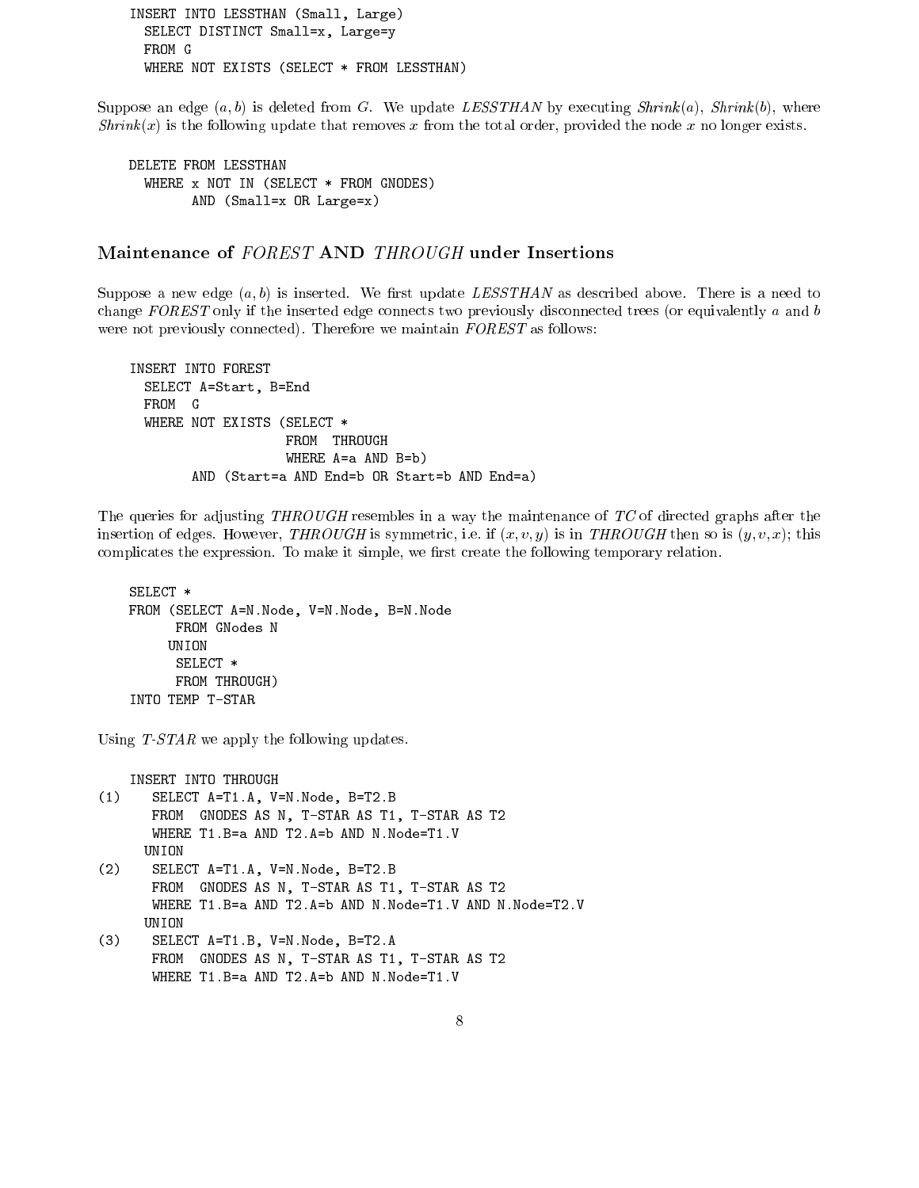```
INSERT INTO LESSTHAN (Small, Large)
  SELECT DISTINCT Small=x, Large=y
  FROM G
  WHERE NOT EXISTS (SELECT * FROM LESSTHAN)
```

Suppose an edge $(a, b)$ is deleted from $G$. We update *LESSTHAN* by executing *Shrink*($a$), *Shrink*($b$), where *Shrink*($x$) is the following update that removes $x$ from the total order, provided the node $x$ no longer exists.

```
DELETE FROM LESSTHAN
  WHERE x NOT IN (SELECT * FROM GNODES)
        AND (Small=x OR Large=x)
```

### Maintenance of *FOREST* AND *THROUGH* under Insertions

Suppose a new edge $(a, b)$ is inserted. We first update *LESSTHAN* as described above. There is a need to change *FOREST* only if the inserted edge connects two previously disconnected trees (or equivalently $a$ and $b$ were not previously connected). Therefore we maintain *FOREST* as follows:

```
INSERT INTO FOREST
  SELECT A=Start, B=End
  FROM  G
  WHERE NOT EXISTS (SELECT *
                    FROM  THROUGH
                    WHERE A=a AND B=b)
        AND (Start=a AND End=b OR Start=b AND End=a)
```

The queries for adjusting *THROUGH* resembles in a way the maintenance of *TC* of directed graphs after the insertion of edges. However, *THROUGH* is symmetric, i.e. if $(x, v, y)$ is in *THROUGH* then so is $(y, v, x)$; this complicates the expression. To make it simple, we first create the following temporary relation.

```
SELECT *
FROM (SELECT A=N.Node, V=N.Node, B=N.Node
      FROM GNodes N
     UNION
      SELECT *
      FROM THROUGH)
INTO TEMP T-STAR
```

Using *T-STAR* we apply the following updates.

```
    INSERT INTO THROUGH
(1)    SELECT A=T1.A, V=N.Node, B=T2.B
       FROM  GNODES AS N, T-STAR AS T1, T-STAR AS T2
       WHERE T1.B=a AND T2.A=b AND N.Node=T1.V
      UNION
(2)    SELECT A=T1.A, V=N.Node, B=T2.B
       FROM  GNODES AS N, T-STAR AS T1, T-STAR AS T2
       WHERE T1.B=a AND T2.A=b AND N.Node=T1.V AND N.Node=T2.V
      UNION
(3)    SELECT A=T1.B, V=N.Node, B=T2.A
       FROM  GNODES AS N, T-STAR AS T1, T-STAR AS T2
       WHERE T1.B=a AND T2.A=b AND N.Node=T1.V
```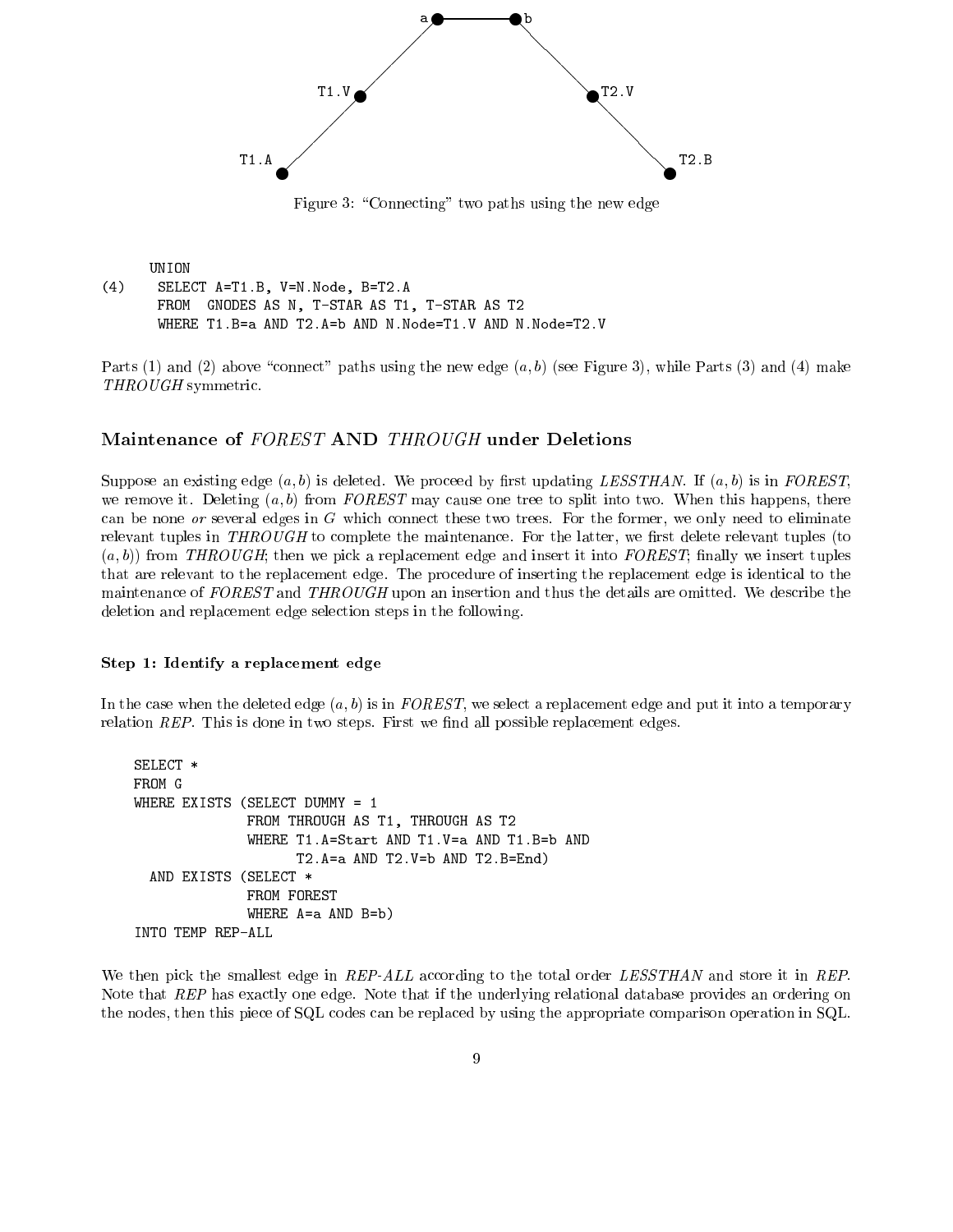Figure 3: "Connecting" two paths using the new edge

```
      UNION
(4)    SELECT A=T1.B, V=N.Node, B=T2.A
       FROM  GNODES AS N, T-STAR AS T1, T-STAR AS T2
       WHERE T1.B=a AND T2.A=b AND N.Node=T1.V AND N.Node=T2.V
```

Parts (1) and (2) above "connect" paths using the new edge $(a, b)$ (see Figure 3), while Parts (3) and (4) make *THROUGH* symmetric.

## Maintenance of *FOREST* AND *THROUGH* under Deletions

Suppose an existing edge $(a, b)$ is deleted. We proceed by first updating *LESSTHAN*. If $(a, b)$ is in *FOREST*, we remove it. Deleting $(a, b)$ from *FOREST* may cause one tree to split into two. When this happens, there can be none *or* several edges in $G$ which connect these two trees. For the former, we only need to eliminate relevant tuples in *THROUGH* to complete the maintenance. For the latter, we first delete relevant tuples (to $(a, b)$) from *THROUGH*; then we pick a replacement edge and insert it into *FOREST*; finally we insert tuples that are relevant to the replacement edge. The procedure of inserting the replacement edge is identical to the maintenance of *FOREST* and *THROUGH* upon an insertion and thus the details are omitted. We describe the deletion and replacement edge selection steps in the following.

### Step 1: Identify a replacement edge

In the case when the deleted edge $(a, b)$ is in *FOREST*, we select a replacement edge and put it into a temporary relation *REP*. This is done in two steps. First we find all possible replacement edges.

```
SELECT *
FROM G
WHERE EXISTS (SELECT DUMMY = 1
              FROM THROUGH AS T1, THROUGH AS T2
              WHERE T1.A=Start AND T1.V=a AND T1.B=b AND
                    T2.A=a AND T2.V=b AND T2.B=End)
  AND EXISTS (SELECT *
              FROM FOREST
              WHERE A=a AND B=b)
INTO TEMP REP-ALL
```

We then pick the smallest edge in *REP-ALL* according to the total order *LESSTHAN* and store it in *REP*. Note that *REP* has exactly one edge. Note that if the underlying relational database provides an ordering on the nodes, then this piece of SQL codes can be replaced by using the appropriate comparison operation in SQL.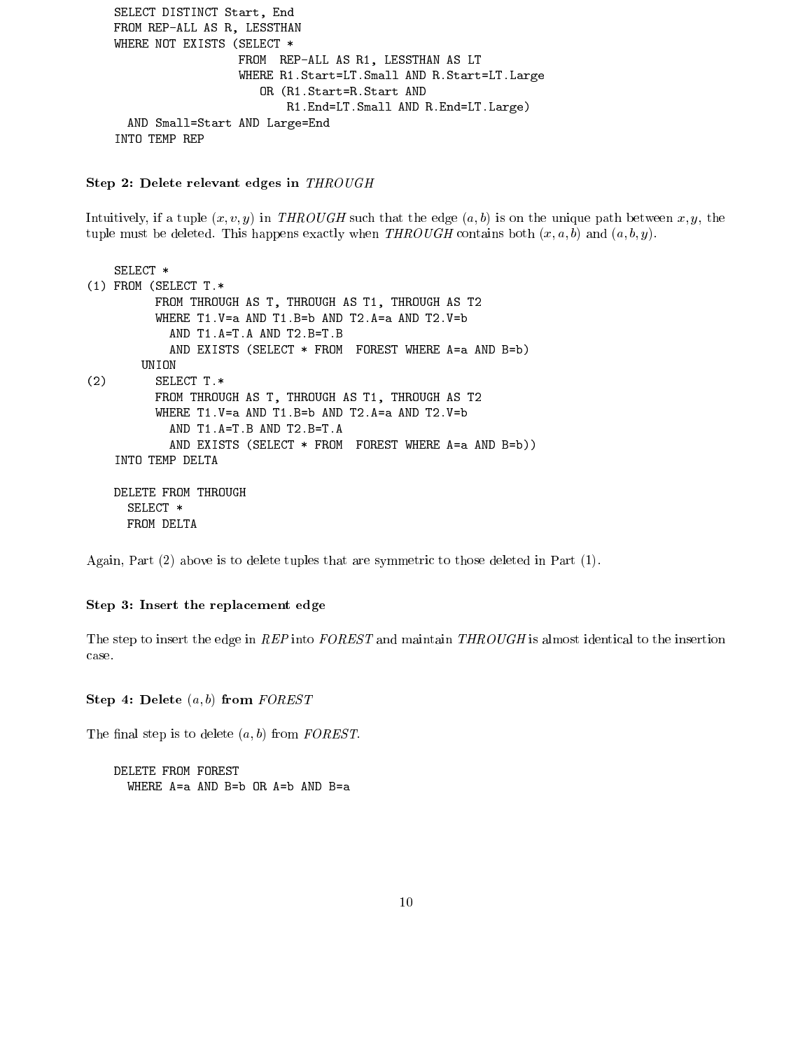```
SELECT DISTINCT Start, End
FROM REP-ALL AS R, LESSTHAN
WHERE NOT EXISTS (SELECT *
                  FROM  REP-ALL AS R1, LESSTHAN AS LT
                  WHERE R1.Start=LT.Small AND R.Start=LT.Large
                     OR (R1.Start=R.Start AND
                         R1.End=LT.Small AND R.End=LT.Large)
  AND Small=Start AND Large=End
INTO TEMP REP
```

### Step 2: Delete relevant edges in *THROUGH*

Intuitively, if a tuple $(x, v, y)$ in *THROUGH* such that the edge $(a, b)$ is on the unique path between $x, y$, the tuple must be deleted. This happens exactly when *THROUGH* contains both $(x, a, b)$ and $(a, b, y)$.

```
    SELECT *
(1) FROM (SELECT T.*
          FROM THROUGH AS T, THROUGH AS T1, THROUGH AS T2
          WHERE T1.V=a AND T1.B=b AND T2.A=a AND T2.V=b
            AND T1.A=T.A AND T2.B=T.B
            AND EXISTS (SELECT * FROM  FOREST WHERE A=a AND B=b)
        UNION
(2)       SELECT T.*
          FROM THROUGH AS T, THROUGH AS T1, THROUGH AS T2
          WHERE T1.V=a AND T1.B=b AND T2.A=a AND T2.V=b
            AND T1.A=T.B AND T2.B=T.A
            AND EXISTS (SELECT * FROM  FOREST WHERE A=a AND B=b))
    INTO TEMP DELTA

    DELETE FROM THROUGH
      SELECT *
      FROM DELTA
```

Again, Part (2) above is to delete tuples that are symmetric to those deleted in Part (1).

### Step 3: Insert the replacement edge

The step to insert the edge in *REP* into *FOREST* and maintain *THROUGH* is almost identical to the insertion case.

### Step 4: Delete $(a, b)$ from *FOREST*

The final step is to delete $(a, b)$ from *FOREST*.

```
DELETE FROM FOREST
  WHERE A=a AND B=b OR A=b AND B=a
```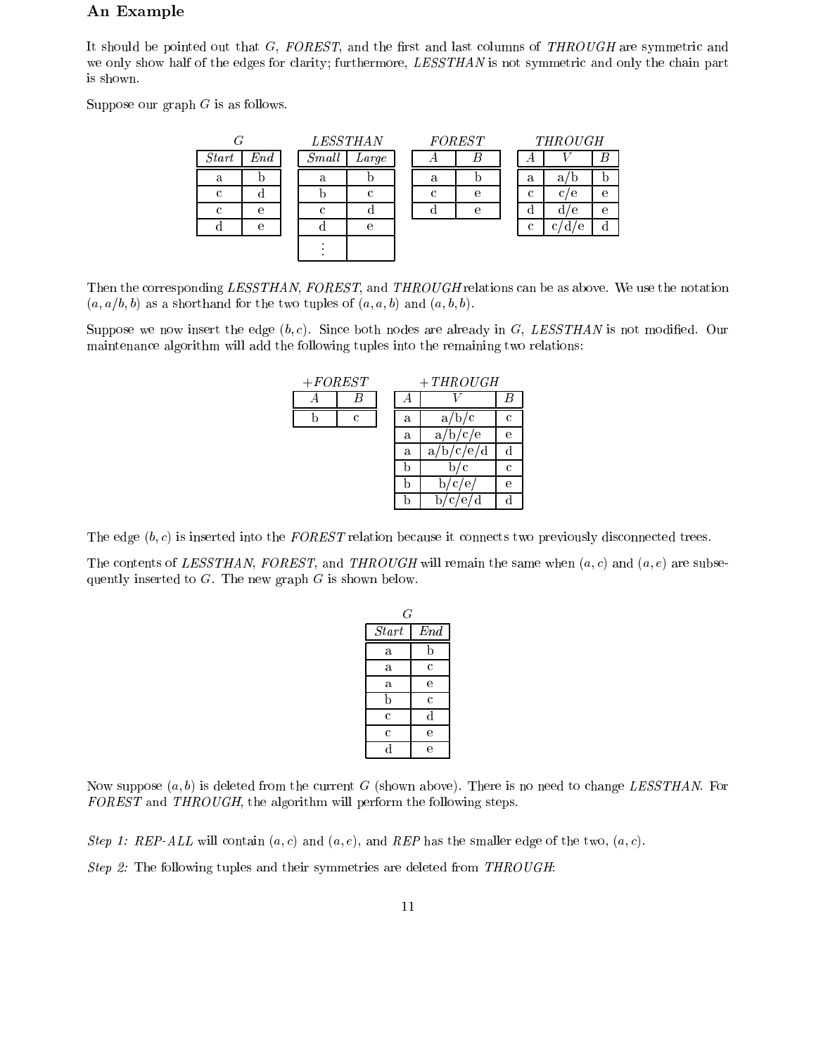### An Example

It should be pointed out that $G$, *FOREST*, and the first and last columns of *THROUGH* are symmetric and we only show half of the edges for clarity; furthermore, *LESSTHAN* is not symmetric and only the chain part is shown.

Suppose our graph $G$ is as follows.

*G*

| *Start* | *End* |
|---|---|
| a | b |
| c | d |
| c | e |
| d | e |

*LESSTHAN*

| *Small* | *Large* |
|---|---|
| a | b |
| b | c |
| c | d |
| d | e |
| ⋮ | |

*FOREST*

| *A* | *B* |
|---|---|
| a | b |
| c | e |
| d | e |

*THROUGH*

| *A* | *V* | *B* |
|---|---|---|
| a | a/b | b |
| c | c/e | e |
| d | d/e | e |
| c | c/d/e | d |

Then the corresponding *LESSTHAN*, *FOREST*, and *THROUGH* relations can be as above. We use the notation $(a, a/b, b)$ as a shorthand for the two tuples of $(a, a, b)$ and $(a, b, b)$.

Suppose we now insert the edge $(b, c)$. Since both nodes are already in $G$, *LESSTHAN* is not modified. Our maintenance algorithm will add the following tuples into the remaining two relations:

*+FOREST*

| *A* | *B* |
|---|---|
| b | c |

*+THROUGH*

| *A* | *V* | *B* |
|---|---|---|
| a | a/b/c | c |
| a | a/b/c/e | e |
| a | a/b/c/e/d | d |
| b | b/c | c |
| b | b/c/e/ | e |
| b | b/c/e/d | d |

The edge $(b, c)$ is inserted into the *FOREST* relation because it connects two previously disconnected trees.

The contents of *LESSTHAN*, *FOREST*, and *THROUGH* will remain the same when $(a, c)$ and $(a, e)$ are subsequently inserted to $G$. The new graph $G$ is shown below.

*G*

| *Start* | *End* |
|---|---|
| a | b |
| a | c |
| a | e |
| b | c |
| c | d |
| c | e |
| d | e |

Now suppose $(a, b)$ is deleted from the current $G$ (shown above). There is no need to change *LESSTHAN*. For *FOREST* and *THROUGH*, the algorithm will perform the following steps.

*Step 1: REP-ALL* will contain $(a, c)$ and $(a, e)$, and *REP* has the smaller edge of the two, $(a, c)$.

*Step 2:* The following tuples and their symmetries are deleted from *THROUGH*: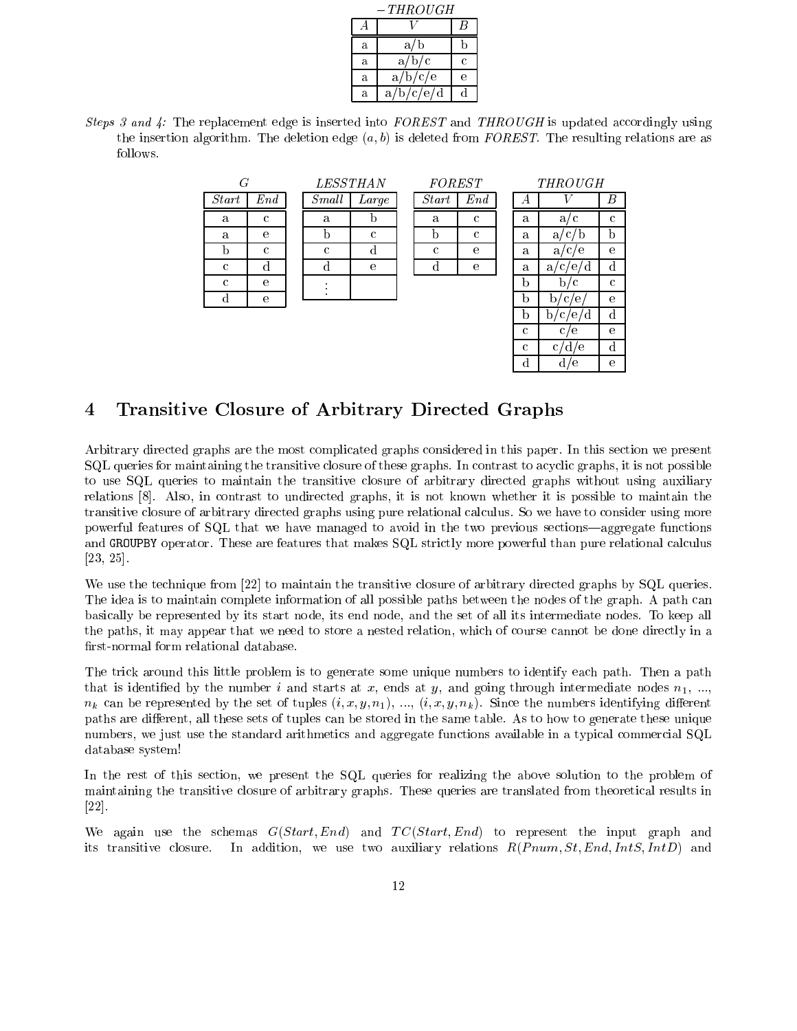*−THROUGH*

| *A* | *V* | *B* |
|---|---|---|
| a | a/b | b |
| a | a/b/c | c |
| a | a/b/c/e | e |
| a | a/b/c/e/d | d |

*Steps 3 and 4:* The replacement edge is inserted into *FOREST* and *THROUGH* is updated accordingly using the insertion algorithm. The deletion edge $(a, b)$ is deleted from *FOREST*. The resulting relations are as follows.

*G*

| *Start* | *End* |
|---|---|
| a | c |
| a | e |
| b | c |
| c | d |
| c | e |
| d | e |

*LESSTHAN*

| *Small* | *Large* |
|---|---|
| a | b |
| b | c |
| c | d |
| d | e |
| ⋮ | |

*FOREST*

| *Start* | *End* |
|---|---|
| a | c |
| b | c |
| c | e |
| d | e |

*THROUGH*

| *A* | *V* | *B* |
|---|---|---|
| a | a/c | c |
| a | a/c/b | b |
| a | a/c/e | e |
| a | a/c/e/d | d |
| b | b/c | c |
| b | b/c/e/ | e |
| b | b/c/e/d | d |
| c | c/e | e |
| c | c/d/e | d |
| d | d/e | e |

## 4 Transitive Closure of Arbitrary Directed Graphs

Arbitrary directed graphs are the most complicated graphs considered in this paper. In this section we present SQL queries for maintaining the transitive closure of these graphs. In contrast to acyclic graphs, it is not possible to use SQL queries to maintain the transitive closure of arbitrary directed graphs without using auxiliary relations [8]. Also, in contrast to undirected graphs, it is not known whether it is possible to maintain the transitive closure of arbitrary directed graphs using pure relational calculus. So we have to consider using more powerful features of SQL that we have managed to avoid in the two previous sections—aggregate functions and `GROUPBY` operator. These are features that makes SQL strictly more powerful than pure relational calculus [23, 25].

We use the technique from [22] to maintain the transitive closure of arbitrary directed graphs by SQL queries. The idea is to maintain complete information of all possible paths between the nodes of the graph. A path can basically be represented by its start node, its end node, and the set of all its intermediate nodes. To keep all the paths, it may appear that we need to store a nested relation, which of course cannot be done directly in a first-normal form relational database.

The trick around this little problem is to generate some unique numbers to identify each path. Then a path that is identified by the number $i$ and starts at $x$, ends at $y$, and going through intermediate nodes $n_1$, ..., $n_k$ can be represented by the set of tuples $(i, x, y, n_1)$, ..., $(i, x, y, n_k)$. Since the numbers identifying different paths are different, all these sets of tuples can be stored in the same table. As to how to generate these unique numbers, we just use the standard arithmetics and aggregate functions available in a typical commercial SQL database system!

In the rest of this section, we present the SQL queries for realizing the above solution to the problem of maintaining the transitive closure of arbitrary graphs. These queries are translated from theoretical results in [22].

We again use the schemas $G(Start, End)$ and $TC(Start, End)$ to represent the input graph and its transitive closure. In addition, we use two auxiliary relations $R(Pnum, St, End, IntS, IntD)$ and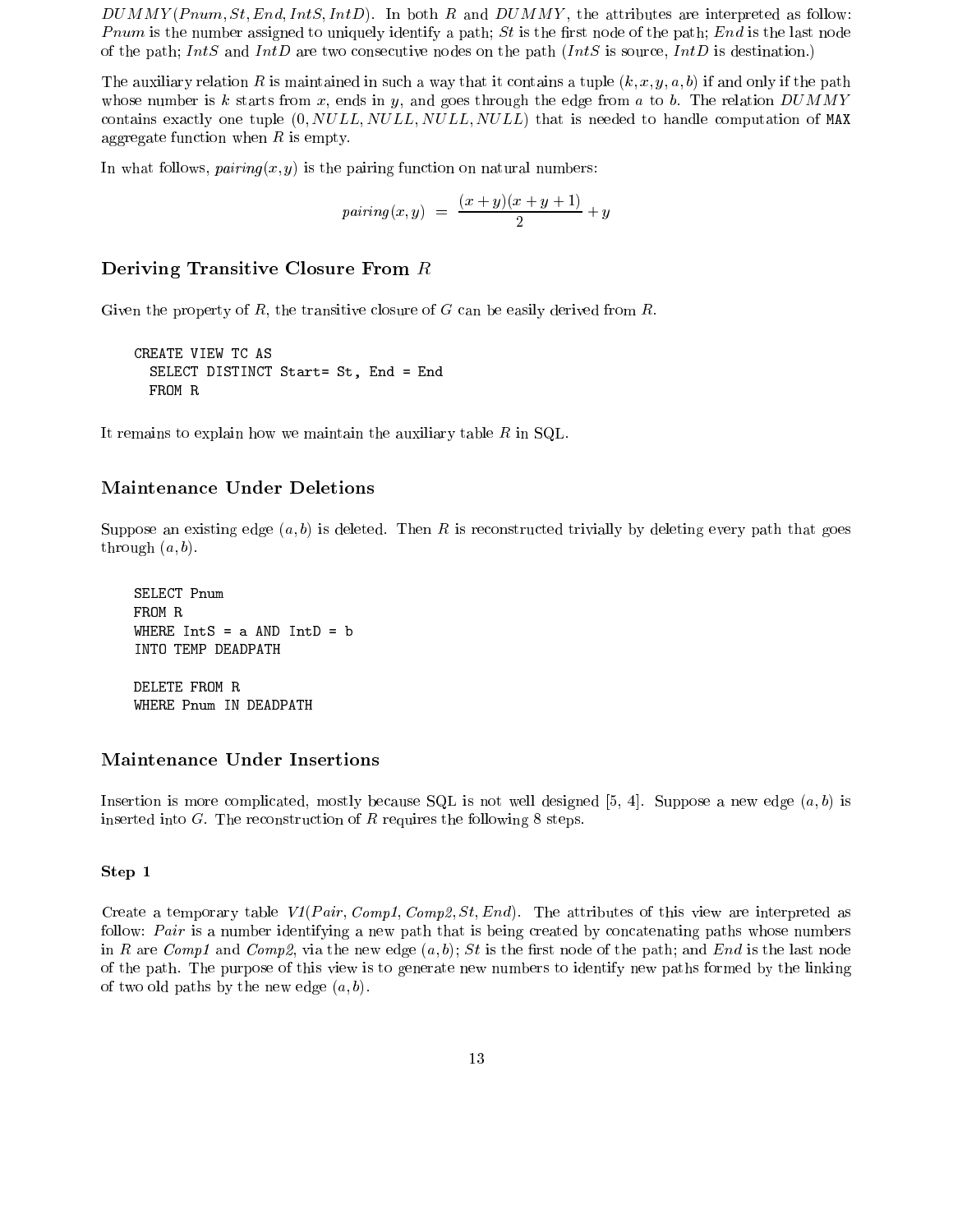$DUMMY(Pnum, St, End, IntS, IntD)$. In both $R$ and $DUMMY$, the attributes are interpreted as follow: $Pnum$ is the number assigned to uniquely identify a path; $St$ is the first node of the path; $End$ is the last node of the path; $IntS$ and $IntD$ are two consecutive nodes on the path ($IntS$ is source, $IntD$ is destination.)

The auxiliary relation $R$ is maintained in such a way that it contains a tuple $(k, x, y, a, b)$ if and only if the path whose number is $k$ starts from $x$, ends in $y$, and goes through the edge from $a$ to $b$. The relation $DUMMY$ contains exactly one tuple $(0, NULL, NULL, NULL, NULL)$ that is needed to handle computation of MAX aggregate function when $R$ is empty.

In what follows, $pairing(x, y)$ is the pairing function on natural numbers:

$$pairing(x, y) = \frac{(x+y)(x+y+1)}{2} + y$$

### Deriving Transitive Closure From $R$

Given the property of $R$, the transitive closure of $G$ can be easily derived from $R$.

```
CREATE VIEW TC AS
  SELECT DISTINCT Start= St, End = End
  FROM R
```

It remains to explain how we maintain the auxiliary table $R$ in SQL.

### Maintenance Under Deletions

Suppose an existing edge $(a, b)$ is deleted. Then $R$ is reconstructed trivially by deleting every path that goes through $(a, b)$.

```
SELECT Pnum
FROM R
WHERE IntS = a AND IntD = b
INTO TEMP DEADPATH

DELETE FROM R
WHERE Pnum IN DEADPATH
```

### Maintenance Under Insertions

Insertion is more complicated, mostly because SQL is not well designed [5, 4]. Suppose a new edge $(a, b)$ is inserted into $G$. The reconstruction of $R$ requires the following 8 steps.

#### Step 1

Create a temporary table $V1(Pair, Comp1, Comp2, St, End)$. The attributes of this view are interpreted as follow: $Pair$ is a number identifying a new path that is being created by concatenating paths whose numbers in $R$ are $Comp1$ and $Comp2$, via the new edge $(a, b)$; $St$ is the first node of the path; and $End$ is the last node of the path. The purpose of this view is to generate new numbers to identify new paths formed by the linking of two old paths by the new edge $(a, b)$.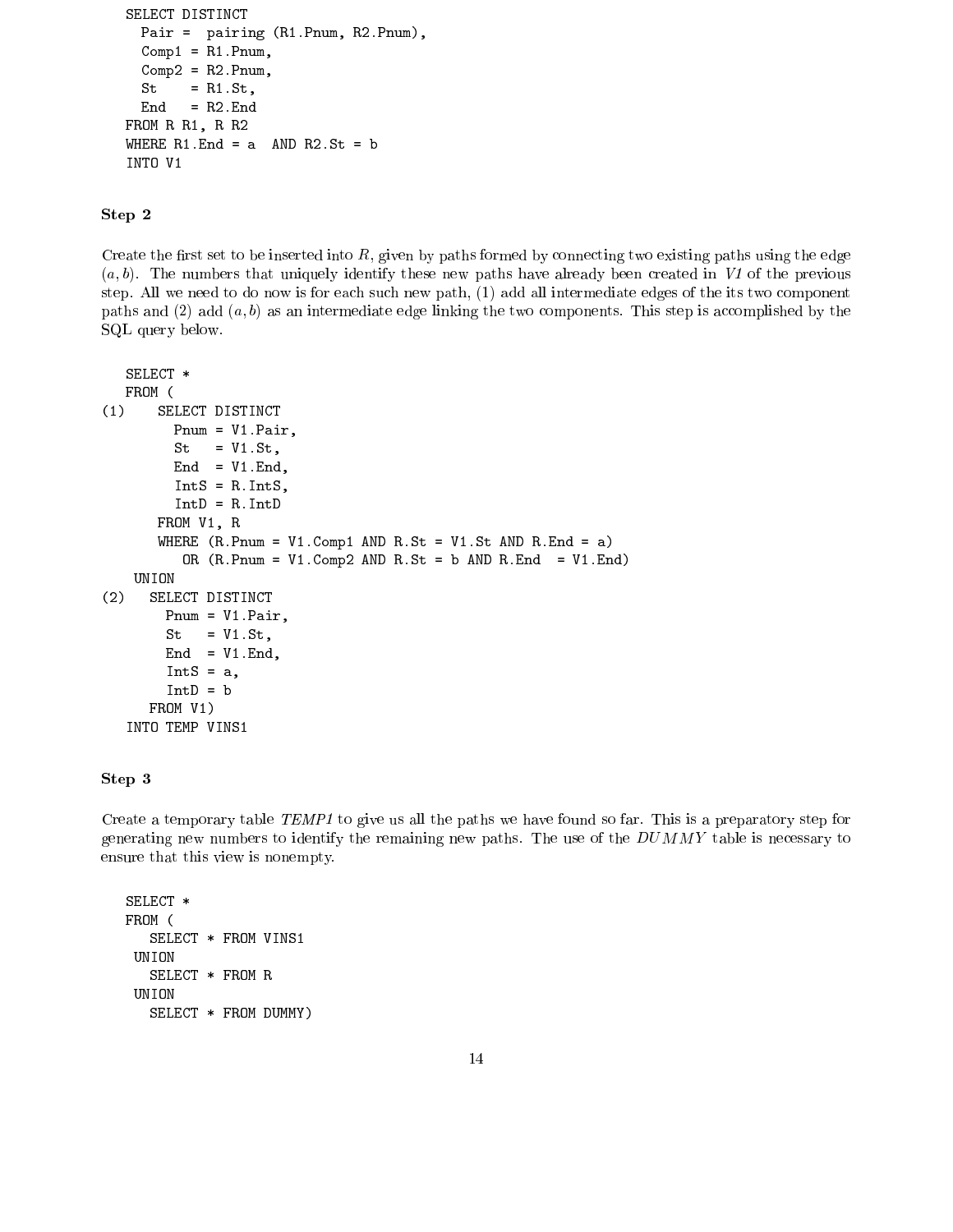```
SELECT DISTINCT
  Pair =  pairing (R1.Pnum, R2.Pnum),
  Comp1 = R1.Pnum,
  Comp2 = R2.Pnum,
  St    = R1.St,
  End   = R2.End
FROM R R1, R R2
WHERE R1.End = a  AND R2.St = b
INTO V1
```

**Step 2**

Create the first set to be inserted into $R$, given by paths formed by connecting two existing paths using the edge $(a, b)$. The numbers that uniquely identify these new paths have already been created in *V1* of the previous step. All we need to do now is for each such new path, (1) add all intermediate edges of the its two component paths and (2) add $(a, b)$ as an intermediate edge linking the two components. This step is accomplished by the SQL query below.

```
   SELECT *
   FROM (
(1)    SELECT DISTINCT
         Pnum = V1.Pair,
         St   = V1.St,
         End  = V1.End,
         IntS = R.IntS,
         IntD = R.IntD
       FROM V1, R
       WHERE (R.Pnum = V1.Comp1 AND R.St = V1.St AND R.End = a)
          OR (R.Pnum = V1.Comp2 AND R.St = b AND R.End  = V1.End)
    UNION
(2)   SELECT DISTINCT
        Pnum = V1.Pair,
        St   = V1.St,
        End  = V1.End,
        IntS = a,
        IntD = b
      FROM V1)
   INTO TEMP VINS1
```

**Step 3**

Create a temporary table *TEMP1* to give us all the paths we have found so far. This is a preparatory step for generating new numbers to identify the remaining new paths. The use of the *DUMMY* table is necessary to ensure that this view is nonempty.

```
SELECT *
FROM (
   SELECT * FROM VINS1
 UNION
   SELECT * FROM R
 UNION
   SELECT * FROM DUMMY)
```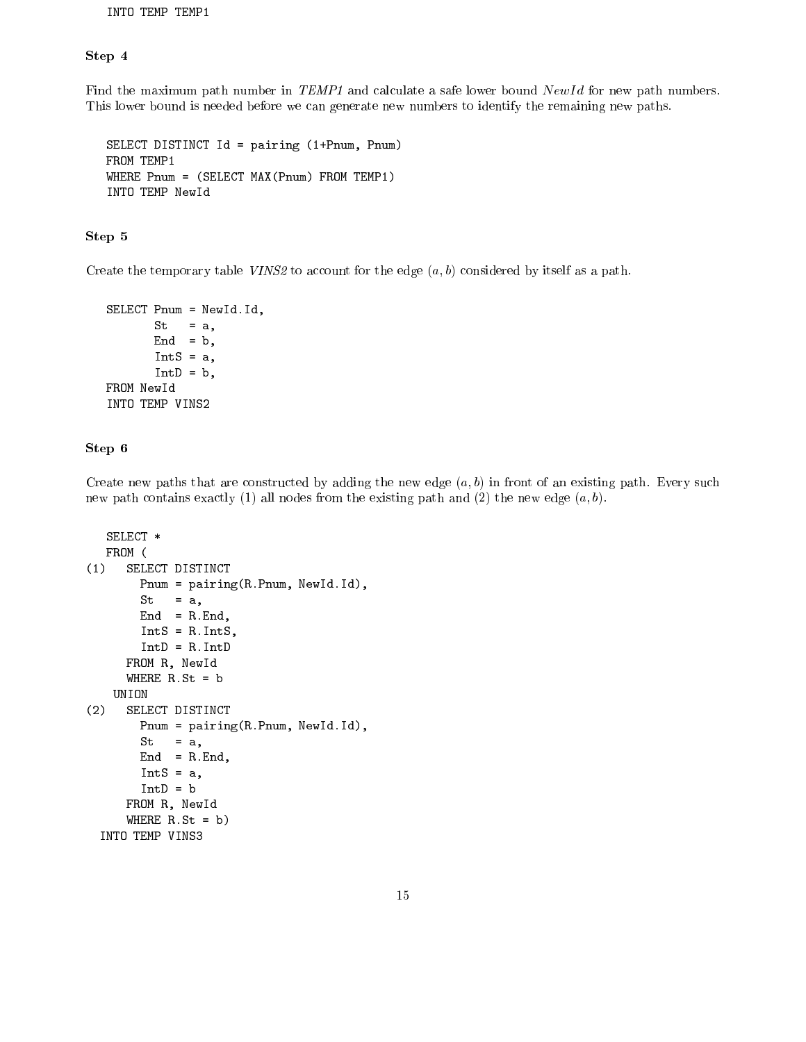```
   INTO TEMP TEMP1
```

**Step 4**

Find the maximum path number in *TEMP1* and calculate a safe lower bound *NewId* for new path numbers. This lower bound is needed before we can generate new numbers to identify the remaining new paths.

```
   SELECT DISTINCT Id = pairing (1+Pnum, Pnum)
   FROM TEMP1
   WHERE Pnum = (SELECT MAX(Pnum) FROM TEMP1)
   INTO TEMP NewId
```

**Step 5**

Create the temporary table *VINS2* to account for the edge $(a, b)$ considered by itself as a path.

```
   SELECT Pnum = NewId.Id,
          St   = a,
          End  = b,
          IntS = a,
          IntD = b,
   FROM NewId
   INTO TEMP VINS2
```

**Step 6**

Create new paths that are constructed by adding the new edge $(a, b)$ in front of an existing path. Every such new path contains exactly (1) all nodes from the existing path and (2) the new edge $(a, b)$.

```
   SELECT *
   FROM (
(1)   SELECT DISTINCT
        Pnum = pairing(R.Pnum, NewId.Id),
        St   = a,
        End  = R.End,
        IntS = R.IntS,
        IntD = R.IntD
      FROM R, NewId
      WHERE R.St = b
    UNION
(2)   SELECT DISTINCT
        Pnum = pairing(R.Pnum, NewId.Id),
        St   = a,
        End  = R.End,
        IntS = a,
        IntD = b
      FROM R, NewId
      WHERE R.St = b)
  INTO TEMP VINS3
```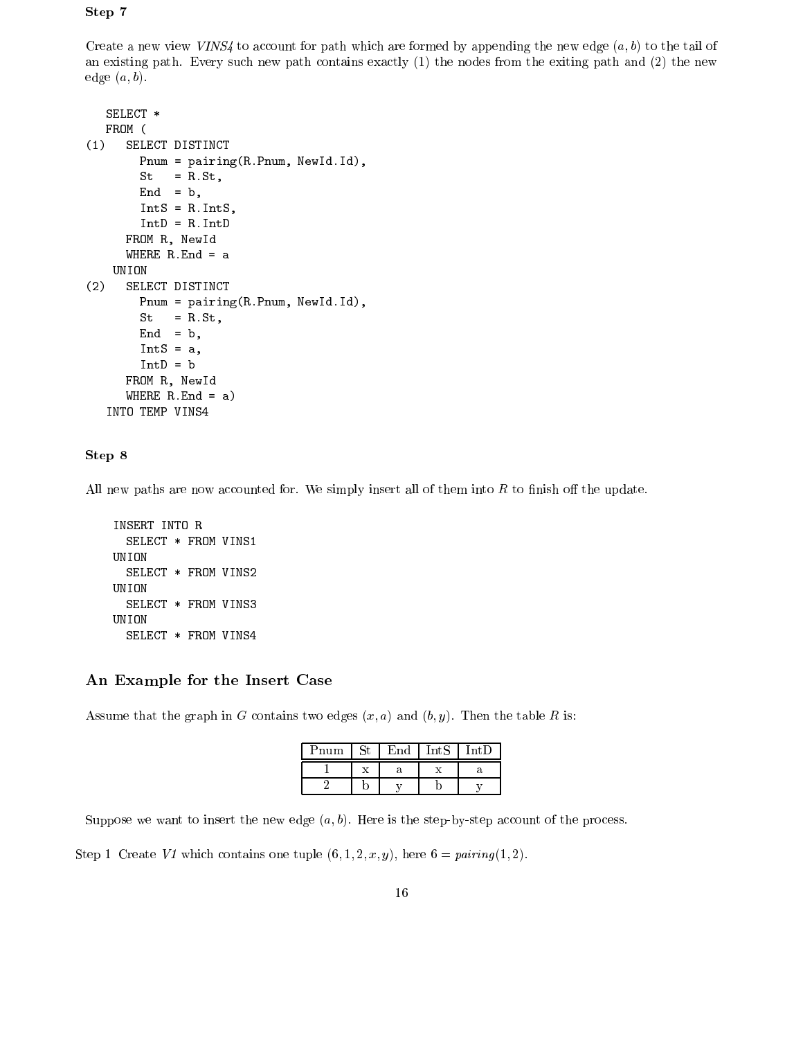**Step 7**

Create a new view *VINS4* to account for path which are formed by appending the new edge $(a, b)$ to the tail of an existing path. Every such new path contains exactly (1) the nodes from the exiting path and (2) the new edge $(a, b)$.

```
   SELECT *
   FROM (
(1)   SELECT DISTINCT
        Pnum = pairing(R.Pnum, NewId.Id),
        St   = R.St,
        End  = b,
        IntS = R.IntS,
        IntD = R.IntD
      FROM R, NewId
      WHERE R.End = a
    UNION
(2)   SELECT DISTINCT
        Pnum = pairing(R.Pnum, NewId.Id),
        St   = R.St,
        End  = b,
        IntS = a,
        IntD = b
      FROM R, NewId
      WHERE R.End = a)
   INTO TEMP VINS4
```

**Step 8**

All new paths are now accounted for. We simply insert all of them into $R$ to finish off the update.

```
    INSERT INTO R
      SELECT * FROM VINS1
    UNION
      SELECT * FROM VINS2
    UNION
      SELECT * FROM VINS3
    UNION
      SELECT * FROM VINS4
```

## An Example for the Insert Case

Assume that the graph in $G$ contains two edges $(x, a)$ and $(b, y)$. Then the table $R$ is:

| Pnum | St | End | IntS | IntD |
|---|---|---|---|---|
| 1 | x | a | x | a |
| 2 | b | y | b | y |

Suppose we want to insert the new edge $(a, b)$. Here is the step-by-step account of the process.

Step 1 Create *V1* which contains one tuple $(6, 1, 2, x, y)$, here $6 = \textit{pairing}(1, 2)$.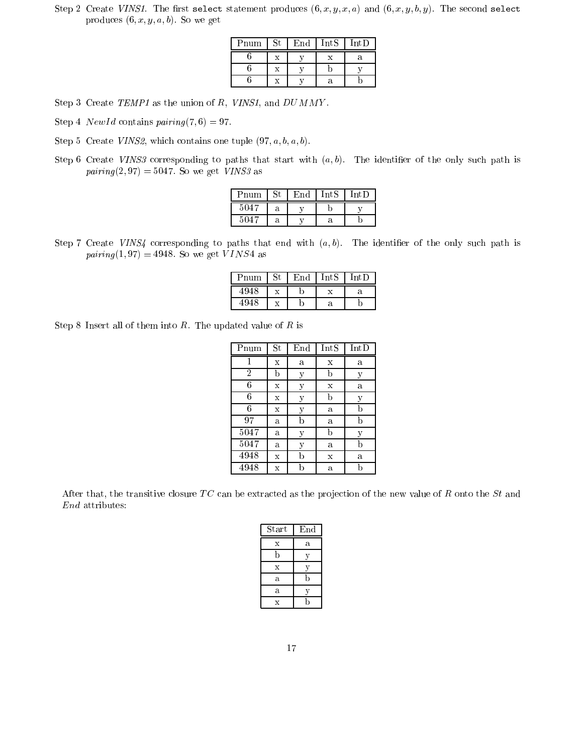Step 2 Create *VINS1*. The first `select` statement produces $(6, x, y, x, a)$ and $(6, x, y, b, y)$. The second `select` produces $(6, x, y, a, b)$. So we get

| Pnum | St | End | IntS | IntD |
|---|---|---|---|---|
| 6 | x | y | x | a |
| 6 | x | y | b | y |
| 6 | x | y | a | b |

Step 3 Create *TEMP1* as the union of $R$, *VINS1*, and $DUMMY$.

Step 4 $NewId$ contains $pairing(7, 6) = 97$.

Step 5 Create *VINS2*, which contains one tuple $(97, a, b, a, b)$.

Step 6 Create *VINS3* corresponding to paths that start with $(a, b)$. The identifier of the only such path is $pairing(2, 97) = 5047$. So we get *VINS3* as

| Pnum | St | End | IntS | IntD |
|---|---|---|---|---|
| 5047 | a | y | b | y |
| 5047 | a | y | a | b |

Step 7 Create *VINS4* corresponding to paths that end with $(a, b)$. The identifier of the only such path is $pairing(1, 97) = 4948$. So we get $VINS4$ as

| Pnum | St | End | IntS | IntD |
|---|---|---|---|---|
| 4948 | x | b | x | a |
| 4948 | x | b | a | b |

Step 8 Insert all of them into $R$. The updated value of $R$ is

| Pnum | St | End | IntS | IntD |
|---|---|---|---|---|
| 1 | x | a | x | a |
| 2 | b | y | b | y |
| 6 | x | y | x | a |
| 6 | x | y | b | y |
| 6 | x | y | a | b |
| 97 | a | b | a | b |
| 5047 | a | y | b | y |
| 5047 | a | y | a | b |
| 4948 | x | b | x | a |
| 4948 | x | b | a | b |

After that, the transitive closure $TC$ can be extracted as the projection of the new value of $R$ onto the *St* and *End* attributes:

| Start | End |
|---|---|
| x | a |
| b | y |
| x | y |
| a | b |
| a | y |
| x | b |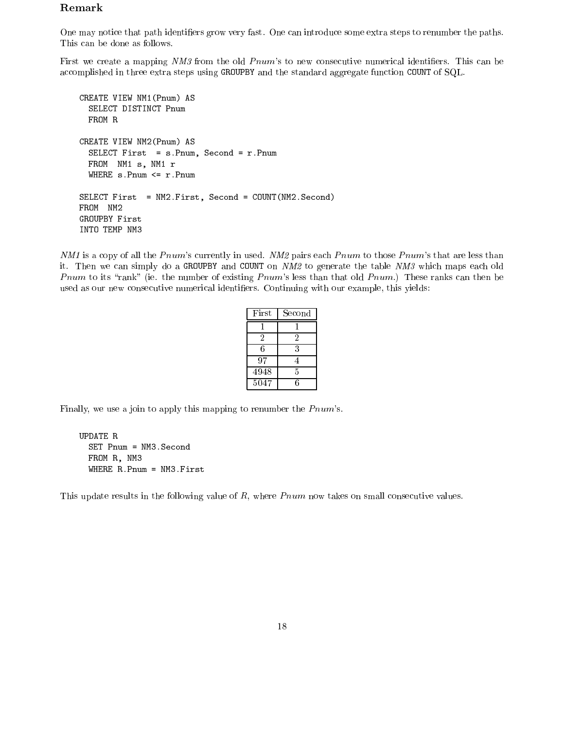### Remark

One may notice that path identifiers grow very fast. One can introduce some extra steps to renumber the paths. This can be done as follows.

First we create a mapping *NM3* from the old *Pnum*'s to new consecutive numerical identifiers. This can be accomplished in three extra steps using GROUPBY and the standard aggregate function COUNT of SQL.

```
CREATE VIEW NM1(Pnum) AS
  SELECT DISTINCT Pnum
  FROM R

CREATE VIEW NM2(Pnum) AS
  SELECT First  = s.Pnum, Second = r.Pnum
  FROM  NM1 s, NM1 r
  WHERE s.Pnum <= r.Pnum

SELECT First  = NM2.First, Second = COUNT(NM2.Second)
FROM  NM2
GROUPBY First
INTO TEMP NM3
```

*NM1* is a copy of all the *Pnum*'s currently in used. *NM2* pairs each *Pnum* to those *Pnum*'s that are less than it. Then we can simply do a GROUPBY and COUNT on *NM2* to generate the table *NM3* which maps each old *Pnum* to its "rank" (ie. the number of existing *Pnum*'s less than that old *Pnum*.) These ranks can then be used as our new consecutive numerical identifiers. Continuing with our example, this yields:

| First | Second |
|---|---|
| 1 | 1 |
| 2 | 2 |
| 6 | 3 |
| 97 | 4 |
| 4948 | 5 |
| 5047 | 6 |

Finally, we use a join to apply this mapping to renumber the *Pnum*'s.

```
UPDATE R
  SET Pnum = NM3.Second
  FROM R, NM3
  WHERE R.Pnum = NM3.First
```

This update results in the following value of *R*, where *Pnum* now takes on small consecutive values.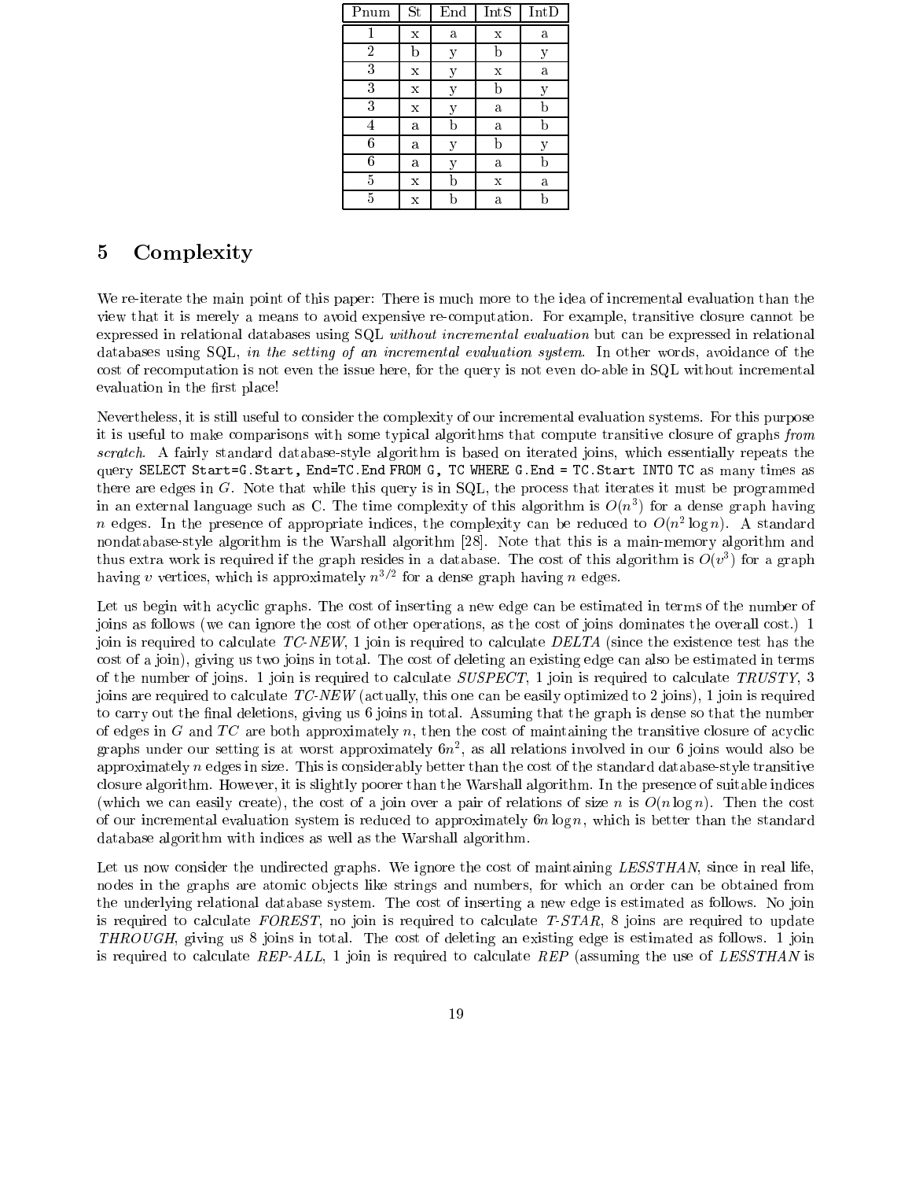| Pnum | St | End | IntS | IntD |
|---|---|---|---|---|
| 1 | x | a | x | a |
| 2 | b | y | b | y |
| 3 | x | y | x | a |
| 3 | x | y | b | y |
| 3 | x | y | a | b |
| 4 | a | b | a | b |
| 6 | a | y | b | y |
| 6 | a | y | a | b |
| 5 | x | b | x | a |
| 5 | x | b | a | b |

# 5 Complexity

We re-iterate the main point of this paper: There is much more to the idea of incremental evaluation than the view that it is merely a means to avoid expensive re-computation. For example, transitive closure cannot be expressed in relational databases using SQL *without incremental evaluation* but can be expressed in relational databases using SQL, *in the setting of an incremental evaluation system*. In other words, avoidance of the cost of recomputation is not even the issue here, for the query is not even do-able in SQL without incremental evaluation in the first place!

Nevertheless, it is still useful to consider the complexity of our incremental evaluation systems. For this purpose it is useful to make comparisons with some typical algorithms that compute transitive closure of graphs *from scratch*. A fairly standard database-style algorithm is based on iterated joins, which essentially repeats the query `SELECT Start=G.Start, End=TC.End FROM G, TC WHERE G.End = TC.Start INTO TC` as many times as there are edges in $G$. Note that while this query is in SQL, the process that iterates it must be programmed in an external language such as C. The time complexity of this algorithm is $O(n^3)$ for a dense graph having $n$ edges. In the presence of appropriate indices, the complexity can be reduced to $O(n^2 \log n)$. A standard nondatabase-style algorithm is the Warshall algorithm [28]. Note that this is a main-memory algorithm and thus extra work is required if the graph resides in a database. The cost of this algorithm is $O(v^3)$ for a graph having $v$ vertices, which is approximately $n^{3/2}$ for a dense graph having $n$ edges.

Let us begin with acyclic graphs. The cost of inserting a new edge can be estimated in terms of the number of joins as follows (we can ignore the cost of other operations, as the cost of joins dominates the overall cost.) 1 join is required to calculate *TC-NEW*, 1 join is required to calculate *DELTA* (since the existence test has the cost of a join), giving us two joins in total. The cost of deleting an existing edge can also be estimated in terms of the number of joins. 1 join is required to calculate *SUSPECT*, 1 join is required to calculate *TRUSTY*, 3 joins are required to calculate *TC-NEW* (actually, this one can be easily optimized to 2 joins), 1 join is required to carry out the final deletions, giving us 6 joins in total. Assuming that the graph is dense so that the number of edges in $G$ and $TC$ are both approximately $n$, then the cost of maintaining the transitive closure of acyclic graphs under our setting is at worst approximately $6n^2$, as all relations involved in our 6 joins would also be approximately $n$ edges in size. This is considerably better than the cost of the standard database-style transitive closure algorithm. However, it is slightly poorer than the Warshall algorithm. In the presence of suitable indices (which we can easily create), the cost of a join over a pair of relations of size $n$ is $O(n \log n)$. Then the cost of our incremental evaluation system is reduced to approximately $6n \log n$, which is better than the standard database algorithm with indices as well as the Warshall algorithm.

Let us now consider the undirected graphs. We ignore the cost of maintaining *LESSTHAN*, since in real life, nodes in the graphs are atomic objects like strings and numbers, for which an order can be obtained from the underlying relational database system. The cost of inserting a new edge is estimated as follows. No join is required to calculate *FOREST*, no join is required to calculate *T-STAR*, 8 joins are required to update *THROUGH*, giving us 8 joins in total. The cost of deleting an existing edge is estimated as follows. 1 join is required to calculate *REP-ALL*, 1 join is required to calculate *REP* (assuming the use of *LESSTHAN* is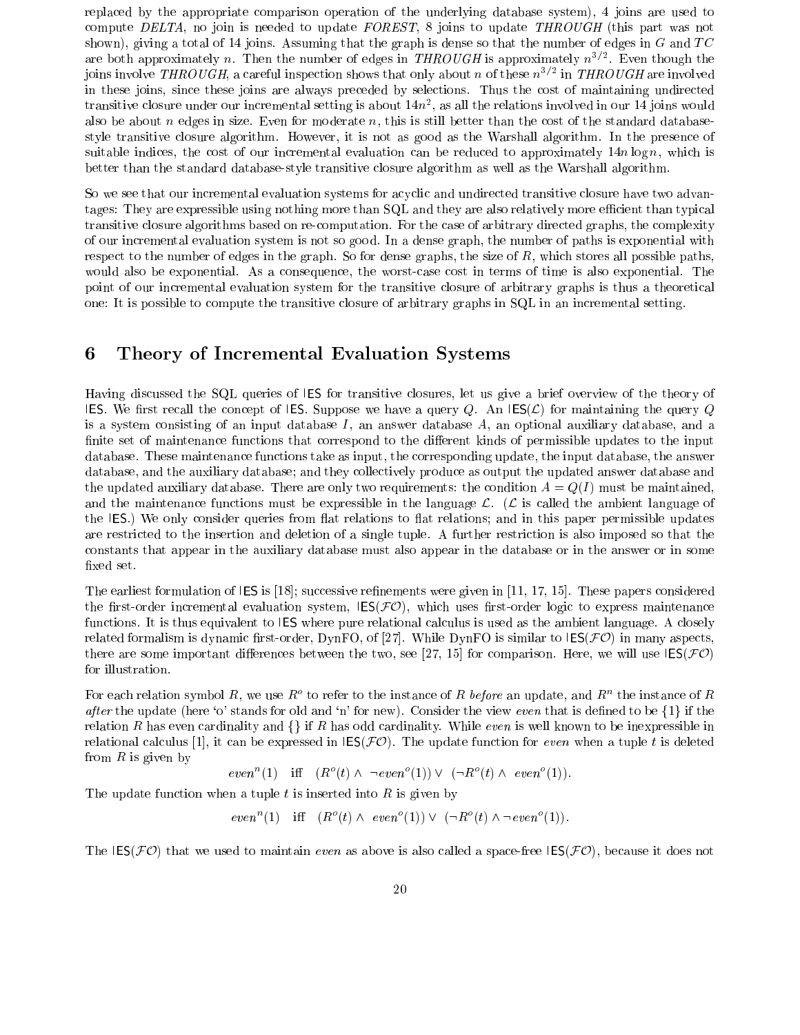replaced by the appropriate comparison operation of the underlying database system), 4 joins are used to compute *DELTA*, no join is needed to update *FOREST*, 8 joins to update *THROUGH* (this part was not shown), giving a total of 14 joins. Assuming that the graph is dense so that the number of edges in $G$ and $TC$ are both approximately $n$. Then the number of edges in *THROUGH* is approximately $n^{3/2}$. Even though the joins involve *THROUGH*, a careful inspection shows that only about $n$ of these $n^{3/2}$ in *THROUGH* are involved in these joins, since these joins are always preceded by selections. Thus the cost of maintaining undirected transitive closure under our incremental setting is about $14n^2$, as all the relations involved in our 14 joins would also be about $n$ edges in size. Even for moderate $n$, this is still better than the cost of the standard database-style transitive closure algorithm. However, it is not as good as the Warshall algorithm. In the presence of suitable indices, the cost of our incremental evaluation can be reduced to approximately $14n \log n$, which is better than the standard database-style transitive closure algorithm as well as the Warshall algorithm.

So we see that our incremental evaluation systems for acyclic and undirected transitive closure have two advantages: They are expressible using nothing more than SQL and they are also relatively more efficient than typical transitive closure algorithms based on re-computation. For the case of arbitrary directed graphs, the complexity of our incremental evaluation system is not so good. In a dense graph, the number of paths is exponential with respect to the number of edges in the graph. So for dense graphs, the size of $R$, which stores all possible paths, would also be exponential. As a consequence, the worst-case cost in terms of time is also exponential. The point of our incremental evaluation system for the transitive closure of arbitrary graphs is thus a theoretical one: It is possible to compute the transitive closure of arbitrary graphs in SQL in an incremental setting.

## 6 Theory of Incremental Evaluation Systems

Having discussed the SQL queries of IES for transitive closures, let us give a brief overview of the theory of IES. We first recall the concept of IES. Suppose we have a query $Q$. An IES($\mathcal{L}$) for maintaining the query $Q$ is a system consisting of an input database $I$, an answer database $A$, an optional auxiliary database, and a finite set of maintenance functions that correspond to the different kinds of permissible updates to the input database. These maintenance functions take as input, the corresponding update, the input database, the answer database, and the auxiliary database; and they collectively produce as output the updated answer database and the updated auxiliary database. There are only two requirements: the condition $A = Q(I)$ must be maintained, and the maintenance functions must be expressible in the language $\mathcal{L}$. ($\mathcal{L}$ is called the ambient language of the IES.) We only consider queries from flat relations to flat relations; and in this paper permissible updates are restricted to the insertion and deletion of a single tuple. A further restriction is also imposed so that the constants that appear in the auxiliary database must also appear in the database or in the answer or in some fixed set.

The earliest formulation of IES is [18]; successive refinements were given in [11, 17, 15]. These papers considered the first-order incremental evaluation system, IES($\mathcal{FO}$), which uses first-order logic to express maintenance functions. It is thus equivalent to IES where pure relational calculus is used as the ambient language. A closely related formalism is dynamic first-order, DynFO, of [27]. While DynFO is similar to IES($\mathcal{FO}$) in many aspects, there are some important differences between the two, see [27, 15] for comparison. Here, we will use IES($\mathcal{FO}$) for illustration.

For each relation symbol $R$, we use $R^o$ to refer to the instance of $R$ *before* an update, and $R^n$ the instance of $R$ *after* the update (here 'o' stands for old and 'n' for new). Consider the view *even* that is defined to be $\{1\}$ if the relation $R$ has even cardinality and $\{\}$ if $R$ has odd cardinality. While *even* is well known to be inexpressible in relational calculus [1], it can be expressed in IES($\mathcal{FO}$). The update function for *even* when a tuple $t$ is deleted from $R$ is given by

$$even^n(1) \quad \text{iff} \quad (R^o(t) \wedge \neg even^o(1)) \vee (\neg R^o(t) \wedge even^o(1)).$$

The update function when a tuple $t$ is inserted into $R$ is given by

$$even^n(1) \quad \text{iff} \quad (R^o(t) \wedge even^o(1)) \vee (\neg R^o(t) \wedge \neg even^o(1)).$$

The IES($\mathcal{FO}$) that we used to maintain *even* as above is also called a space-free IES($\mathcal{FO}$), because it does not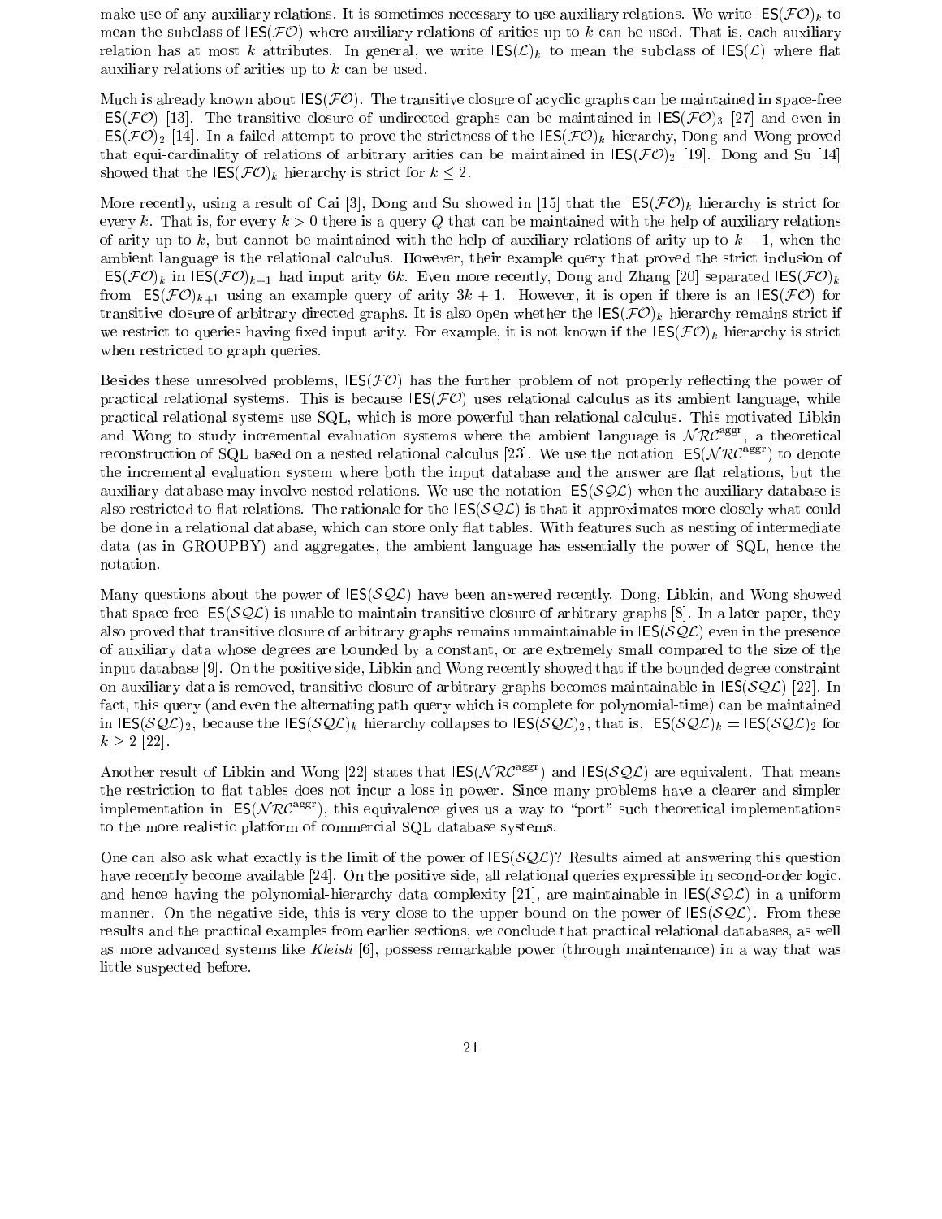make use of any auxiliary relations. It is sometimes necessary to use auxiliary relations. We write $\mathsf{IES}(\mathcal{FO})_k$ to mean the subclass of $\mathsf{IES}(\mathcal{FO})$ where auxiliary relations of arities up to $k$ can be used. That is, each auxiliary relation has at most $k$ attributes. In general, we write $\mathsf{IES}(\mathcal{L})_k$ to mean the subclass of $\mathsf{IES}(\mathcal{L})$ where flat auxiliary relations of arities up to $k$ can be used.

Much is already known about $\mathsf{IES}(\mathcal{FO})$. The transitive closure of acyclic graphs can be maintained in space-free $\mathsf{IES}(\mathcal{FO})$ [13]. The transitive closure of undirected graphs can be maintained in $\mathsf{IES}(\mathcal{FO})_3$ [27] and even in $\mathsf{IES}(\mathcal{FO})_2$ [14]. In a failed attempt to prove the strictness of the $\mathsf{IES}(\mathcal{FO})_k$ hierarchy, Dong and Wong proved that equi-cardinality of relations of arbitrary arities can be maintained in $\mathsf{IES}(\mathcal{FO})_2$ [19]. Dong and Su [14] showed that the $\mathsf{IES}(\mathcal{FO})_k$ hierarchy is strict for $k \leq 2$.

More recently, using a result of Cai [3], Dong and Su showed in [15] that the $\mathsf{IES}(\mathcal{FO})_k$ hierarchy is strict for every $k$. That is, for every $k > 0$ there is a query $Q$ that can be maintained with the help of auxiliary relations of arity up to $k$, but cannot be maintained with the help of auxiliary relations of arity up to $k-1$, when the ambient language is the relational calculus. However, their example query that proved the strict inclusion of $\mathsf{IES}(\mathcal{FO})_k$ in $\mathsf{IES}(\mathcal{FO})_{k+1}$ had input arity $6k$. Even more recently, Dong and Zhang [20] separated $\mathsf{IES}(\mathcal{FO})_k$ from $\mathsf{IES}(\mathcal{FO})_{k+1}$ using an example query of arity $3k+1$. However, it is open if there is an $\mathsf{IES}(\mathcal{FO})$ for transitive closure of arbitrary directed graphs. It is also open whether the $\mathsf{IES}(\mathcal{FO})_k$ hierarchy remains strict if we restrict to queries having fixed input arity. For example, it is not known if the $\mathsf{IES}(\mathcal{FO})_k$ hierarchy is strict when restricted to graph queries.

Besides these unresolved problems, $\mathsf{IES}(\mathcal{FO})$ has the further problem of not properly reflecting the power of practical relational systems. This is because $\mathsf{IES}(\mathcal{FO})$ uses relational calculus as its ambient language, while practical relational systems use SQL, which is more powerful than relational calculus. This motivated Libkin and Wong to study incremental evaluation systems where the ambient language is $\mathcal{NRC}^{\text{aggr}}$, a theoretical reconstruction of SQL based on a nested relational calculus [23]. We use the notation $\mathsf{IES}(\mathcal{NRC}^{\text{aggr}})$ to denote the incremental evaluation system where both the input database and the answer are flat relations, but the auxiliary database may involve nested relations. We use the notation $\mathsf{IES}(\mathcal{SQL})$ when the auxiliary database is also restricted to flat relations. The rationale for the $\mathsf{IES}(\mathcal{SQL})$ is that it approximates more closely what could be done in a relational database, which can store only flat tables. With features such as nesting of intermediate data (as in GROUPBY) and aggregates, the ambient language has essentially the power of SQL, hence the notation.

Many questions about the power of $\mathsf{IES}(\mathcal{SQL})$ have been answered recently. Dong, Libkin, and Wong showed that space-free $\mathsf{IES}(\mathcal{SQL})$ is unable to maintain transitive closure of arbitrary graphs [8]. In a later paper, they also proved that transitive closure of arbitrary graphs remains unmaintainable in $\mathsf{IES}(\mathcal{SQL})$ even in the presence of auxiliary data whose degrees are bounded by a constant, or are extremely small compared to the size of the input database [9]. On the positive side, Libkin and Wong recently showed that if the bounded degree constraint on auxiliary data is removed, transitive closure of arbitrary graphs becomes maintainable in $\mathsf{IES}(\mathcal{SQL})$ [22]. In fact, this query (and even the alternating path query which is complete for polynomial-time) can be maintained in $\mathsf{IES}(\mathcal{SQL})_2$, because the $\mathsf{IES}(\mathcal{SQL})_k$ hierarchy collapses to $\mathsf{IES}(\mathcal{SQL})_2$, that is, $\mathsf{IES}(\mathcal{SQL})_k = \mathsf{IES}(\mathcal{SQL})_2$ for $k \geq 2$ [22].

Another result of Libkin and Wong [22] states that $\mathsf{IES}(\mathcal{NRC}^{\text{aggr}})$ and $\mathsf{IES}(\mathcal{SQL})$ are equivalent. That means the restriction to flat tables does not incur a loss in power. Since many problems have a clearer and simpler implementation in $\mathsf{IES}(\mathcal{NRC}^{\text{aggr}})$, this equivalence gives us a way to "port" such theoretical implementations to the more realistic platform of commercial SQL database systems.

One can also ask what exactly is the limit of the power of $\mathsf{IES}(\mathcal{SQL})$? Results aimed at answering this question have recently become available [24]. On the positive side, all relational queries expressible in second-order logic, and hence having the polynomial-hierarchy data complexity [21], are maintainable in $\mathsf{IES}(\mathcal{SQL})$ in a uniform manner. On the negative side, this is very close to the upper bound on the power of $\mathsf{IES}(\mathcal{SQL})$. From these results and the practical examples from earlier sections, we conclude that practical relational databases, as well as more advanced systems like *Kleisli* [6], possess remarkable power (through maintenance) in a way that was little suspected before.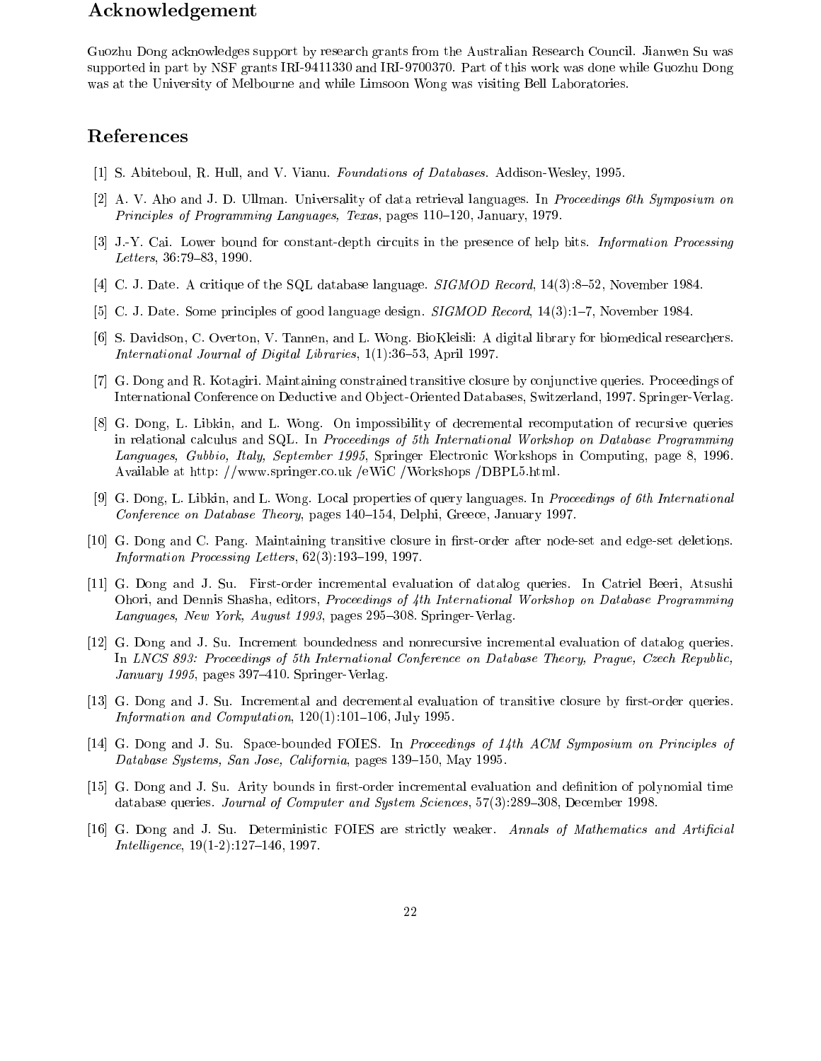## Acknowledgement

Guozhu Dong acknowledges support by research grants from the Australian Research Council. Jianwen Su was supported in part by NSF grants IRI-9411330 and IRI-9700370. Part of this work was done while Guozhu Dong was at the University of Melbourne and while Limsoon Wong was visiting Bell Laboratories.

## References

[1] S. Abiteboul, R. Hull, and V. Vianu. *Foundations of Databases*. Addison-Wesley, 1995.

[2] A. V. Aho and J. D. Ullman. Universality of data retrieval languages. In *Proceedings 6th Symposium on Principles of Programming Languages, Texas*, pages 110–120, January, 1979.

[3] J.-Y. Cai. Lower bound for constant-depth circuits in the presence of help bits. *Information Processing Letters*, 36:79–83, 1990.

[4] C. J. Date. A critique of the SQL database language. *SIGMOD Record*, 14(3):8–52, November 1984.

[5] C. J. Date. Some principles of good language design. *SIGMOD Record*, 14(3):1–7, November 1984.

[6] S. Davidson, C. Overton, V. Tannen, and L. Wong. BioKleisli: A digital library for biomedical researchers. *International Journal of Digital Libraries*, 1(1):36–53, April 1997.

[7] G. Dong and R. Kotagiri. Maintaining constrained transitive closure by conjunctive queries. Proceedings of International Conference on Deductive and Object-Oriented Databases, Switzerland, 1997. Springer-Verlag.

[8] G. Dong, L. Libkin, and L. Wong. On impossibility of decremental recomputation of recursive queries in relational calculus and SQL. In *Proceedings of 5th International Workshop on Database Programming Languages, Gubbio, Italy, September 1995*, Springer Electronic Workshops in Computing, page 8, 1996. Available at http: //www.springer.co.uk /eWiC /Workshops /DBPL5.html.

[9] G. Dong, L. Libkin, and L. Wong. Local properties of query languages. In *Proceedings of 6th International Conference on Database Theory*, pages 140–154, Delphi, Greece, January 1997.

[10] G. Dong and C. Pang. Maintaining transitive closure in first-order after node-set and edge-set deletions. *Information Processing Letters*, 62(3):193–199, 1997.

[11] G. Dong and J. Su. First-order incremental evaluation of datalog queries. In Catriel Beeri, Atsushi Ohori, and Dennis Shasha, editors, *Proceedings of 4th International Workshop on Database Programming Languages, New York, August 1993*, pages 295–308. Springer-Verlag.

[12] G. Dong and J. Su. Increment boundedness and nonrecursive incremental evaluation of datalog queries. In *LNCS 893: Proceedings of 5th International Conference on Database Theory, Prague, Czech Republic, January 1995*, pages 397–410. Springer-Verlag.

[13] G. Dong and J. Su. Incremental and decremental evaluation of transitive closure by first-order queries. *Information and Computation*, 120(1):101–106, July 1995.

[14] G. Dong and J. Su. Space-bounded FOIES. In *Proceedings of 14th ACM Symposium on Principles of Database Systems, San Jose, California*, pages 139–150, May 1995.

[15] G. Dong and J. Su. Arity bounds in first-order incremental evaluation and definition of polynomial time database queries. *Journal of Computer and System Sciences*, 57(3):289–308, December 1998.

[16] G. Dong and J. Su. Deterministic FOIES are strictly weaker. *Annals of Mathematics and Artificial Intelligence*, 19(1-2):127–146, 1997.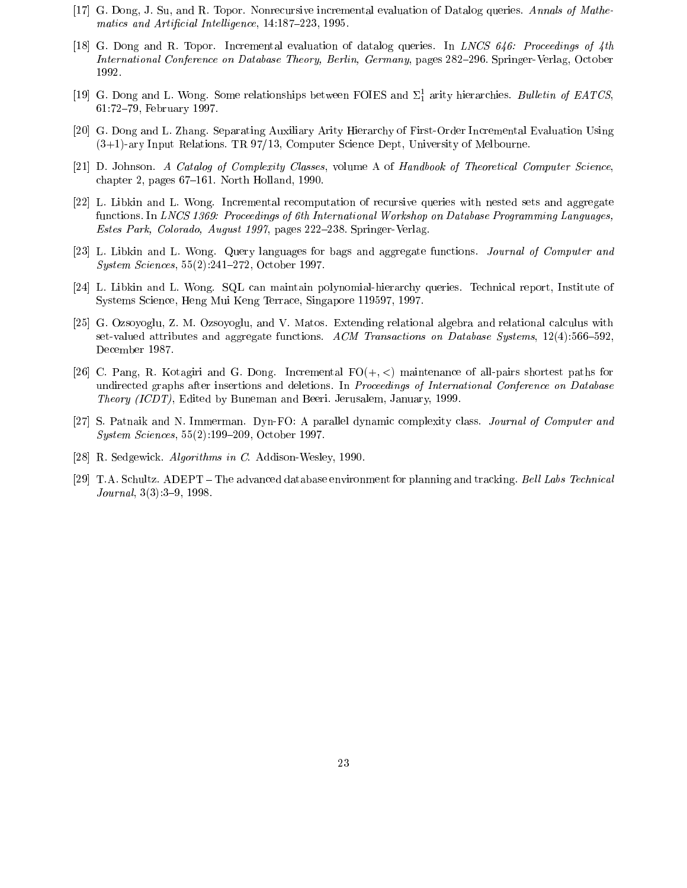[17] G. Dong, J. Su, and R. Topor. Nonrecursive incremental evaluation of Datalog queries. *Annals of Mathematics and Artificial Intelligence*, 14:187–223, 1995.

[18] G. Dong and R. Topor. Incremental evaluation of datalog queries. In *LNCS 646: Proceedings of 4th International Conference on Database Theory, Berlin, Germany*, pages 282–296. Springer-Verlag, October 1992.

[19] G. Dong and L. Wong. Some relationships between FOIES and $\Sigma_1^1$ arity hierarchies. *Bulletin of EATCS*, 61:72–79, February 1997.

[20] G. Dong and L. Zhang. Separating Auxiliary Arity Hierarchy of First-Order Incremental Evaluation Using (3+1)-ary Input Relations. TR 97/13, Computer Science Dept, University of Melbourne.

[21] D. Johnson. *A Catalog of Complexity Classes*, volume A of *Handbook of Theoretical Computer Science*, chapter 2, pages 67–161. North Holland, 1990.

[22] L. Libkin and L. Wong. Incremental recomputation of recursive queries with nested sets and aggregate functions. In *LNCS 1369: Proceedings of 6th International Workshop on Database Programming Languages, Estes Park, Colorado, August 1997*, pages 222–238. Springer-Verlag.

[23] L. Libkin and L. Wong. Query languages for bags and aggregate functions. *Journal of Computer and System Sciences*, 55(2):241–272, October 1997.

[24] L. Libkin and L. Wong. SQL can maintain polynomial-hierarchy queries. Technical report, Institute of Systems Science, Heng Mui Keng Terrace, Singapore 119597, 1997.

[25] G. Ozsoyoglu, Z. M. Ozsoyoglu, and V. Matos. Extending relational algebra and relational calculus with set-valued attributes and aggregate functions. *ACM Transactions on Database Systems*, 12(4):566–592, December 1987.

[26] C. Pang, R. Kotagiri and G. Dong. Incremental FO(+, <) maintenance of all-pairs shortest paths for undirected graphs after insertions and deletions. In *Proceedings of International Conference on Database Theory (ICDT)*, Edited by Buneman and Beeri. Jerusalem, January, 1999.

[27] S. Patnaik and N. Immerman. Dyn-FO: A parallel dynamic complexity class. *Journal of Computer and System Sciences*, 55(2):199–209, October 1997.

[28] R. Sedgewick. *Algorithms in C*. Addison-Wesley, 1990.

[29] T.A. Schultz. ADEPT – The advanced database environment for planning and tracking. *Bell Labs Technical Journal*, 3(3):3–9, 1998.